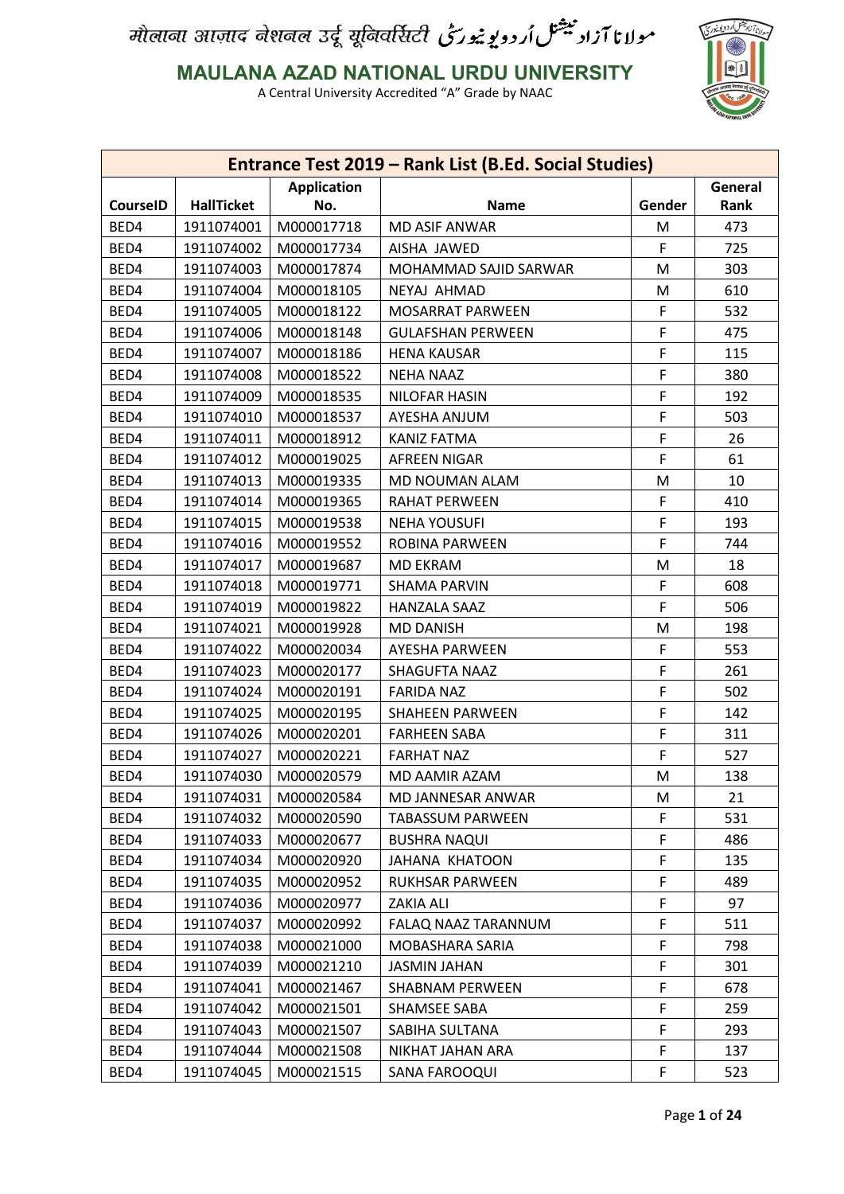मौलाना आज़ाद नेशनल उर्दू यूनिवर्सिटी مولانا آزاد نیشنل اردو یونیورسٹی

**MAULANA AZAD NATIONAL URDU UNIVERSITY**

A Central University Accredited "A" Grade by NAAC

## Entrance Test 2019 – Rank List (B.Ed. Social Studies)

| CourseID | HallTicket | Application No. | Name | Gender | General Rank |
|---|---|---|---|---|---|
| BED4 | 1911074001 | M000017718 | MD ASIF ANWAR | M | 473 |
| BED4 | 1911074002 | M000017734 | AISHA JAWED | F | 725 |
| BED4 | 1911074003 | M000017874 | MOHAMMAD SAJID SARWAR | M | 303 |
| BED4 | 1911074004 | M000018105 | NEYAJ AHMAD | M | 610 |
| BED4 | 1911074005 | M000018122 | MOSARRAT PARWEEN | F | 532 |
| BED4 | 1911074006 | M000018148 | GULAFSHAN PERWEEN | F | 475 |
| BED4 | 1911074007 | M000018186 | HENA KAUSAR | F | 115 |
| BED4 | 1911074008 | M000018522 | NEHA NAAZ | F | 380 |
| BED4 | 1911074009 | M000018535 | NILOFAR HASIN | F | 192 |
| BED4 | 1911074010 | M000018537 | AYESHA ANJUM | F | 503 |
| BED4 | 1911074011 | M000018912 | KANIZ FATMA | F | 26 |
| BED4 | 1911074012 | M000019025 | AFREEN NIGAR | F | 61 |
| BED4 | 1911074013 | M000019335 | MD NOUMAN ALAM | M | 10 |
| BED4 | 1911074014 | M000019365 | RAHAT PERWEEN | F | 410 |
| BED4 | 1911074015 | M000019538 | NEHA YOUSUFI | F | 193 |
| BED4 | 1911074016 | M000019552 | ROBINA PARWEEN | F | 744 |
| BED4 | 1911074017 | M000019687 | MD EKRAM | M | 18 |
| BED4 | 1911074018 | M000019771 | SHAMA PARVIN | F | 608 |
| BED4 | 1911074019 | M000019822 | HANZALA SAAZ | F | 506 |
| BED4 | 1911074021 | M000019928 | MD DANISH | M | 198 |
| BED4 | 1911074022 | M000020034 | AYESHA PARWEEN | F | 553 |
| BED4 | 1911074023 | M000020177 | SHAGUFTA NAAZ | F | 261 |
| BED4 | 1911074024 | M000020191 | FARIDA NAZ | F | 502 |
| BED4 | 1911074025 | M000020195 | SHAHEEN PARWEEN | F | 142 |
| BED4 | 1911074026 | M000020201 | FARHEEN SABA | F | 311 |
| BED4 | 1911074027 | M000020221 | FARHAT NAZ | F | 527 |
| BED4 | 1911074030 | M000020579 | MD AAMIR AZAM | M | 138 |
| BED4 | 1911074031 | M000020584 | MD JANNESAR ANWAR | M | 21 |
| BED4 | 1911074032 | M000020590 | TABASSUM PARWEEN | F | 531 |
| BED4 | 1911074033 | M000020677 | BUSHRA NAQUI | F | 486 |
| BED4 | 1911074034 | M000020920 | JAHANA KHATOON | F | 135 |
| BED4 | 1911074035 | M000020952 | RUKHSAR PARWEEN | F | 489 |
| BED4 | 1911074036 | M000020977 | ZAKIA ALI | F | 97 |
| BED4 | 1911074037 | M000020992 | FALAQ NAAZ TARANNUM | F | 511 |
| BED4 | 1911074038 | M000021000 | MOBASHARA SARIA | F | 798 |
| BED4 | 1911074039 | M000021210 | JASMIN JAHAN | F | 301 |
| BED4 | 1911074041 | M000021467 | SHABNAM PERWEEN | F | 678 |
| BED4 | 1911074042 | M000021501 | SHAMSEE SABA | F | 259 |
| BED4 | 1911074043 | M000021507 | SABIHA SULTANA | F | 293 |
| BED4 | 1911074044 | M000021508 | NIKHAT JAHAN ARA | F | 137 |
| BED4 | 1911074045 | M000021515 | SANA FAROOQUI | F | 523 |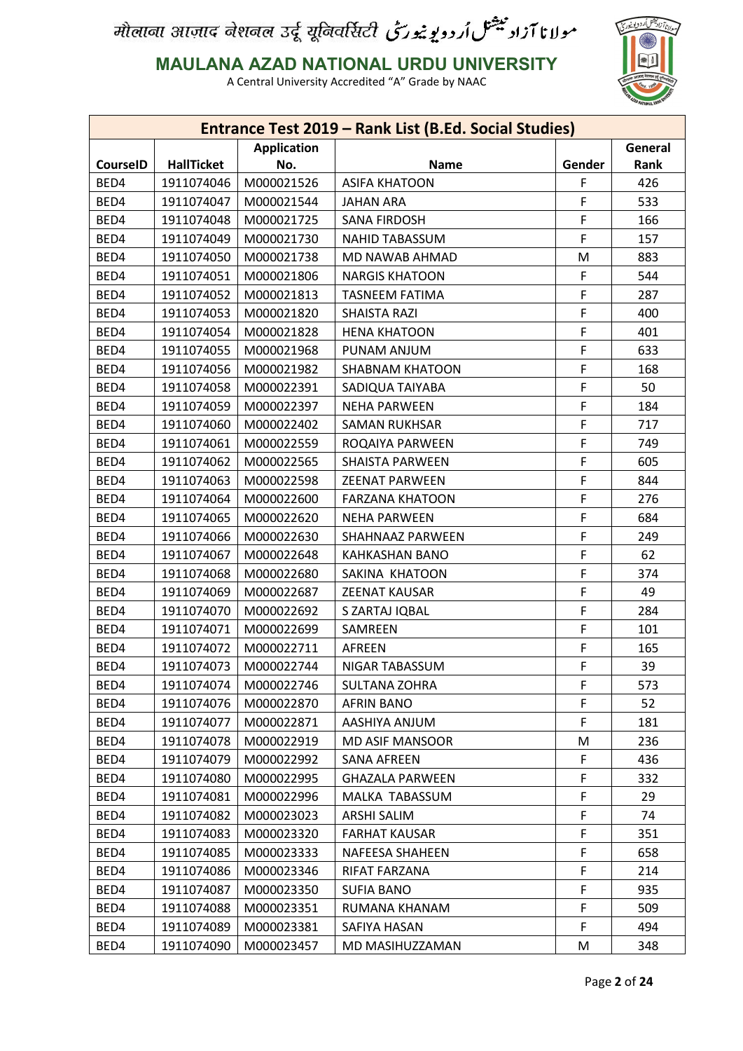मौलाना आज़ाद नेशनल उर्दू यूनिवर्सिटी مولانا آزاد نیشنل اُردو یونیورسٹی

**MAULANA AZAD NATIONAL URDU UNIVERSITY**

A Central University Accredited "A" Grade by NAAC

## Entrance Test 2019 – Rank List (B.Ed. Social Studies)

| CourseID | HallTicket | Application No. | Name | Gender | General Rank |
|---|---|---|---|---|---|
| BED4 | 1911074046 | M000021526 | ASIFA KHATOON | F | 426 |
| BED4 | 1911074047 | M000021544 | JAHAN ARA | F | 533 |
| BED4 | 1911074048 | M000021725 | SANA FIRDOSH | F | 166 |
| BED4 | 1911074049 | M000021730 | NAHID TABASSUM | F | 157 |
| BED4 | 1911074050 | M000021738 | MD NAWAB AHMAD | M | 883 |
| BED4 | 1911074051 | M000021806 | NARGIS KHATOON | F | 544 |
| BED4 | 1911074052 | M000021813 | TASNEEM FATIMA | F | 287 |
| BED4 | 1911074053 | M000021820 | SHAISTA RAZI | F | 400 |
| BED4 | 1911074054 | M000021828 | HENA KHATOON | F | 401 |
| BED4 | 1911074055 | M000021968 | PUNAM ANJUM | F | 633 |
| BED4 | 1911074056 | M000021982 | SHABNAM KHATOON | F | 168 |
| BED4 | 1911074058 | M000022391 | SADIQUA TAIYABA | F | 50 |
| BED4 | 1911074059 | M000022397 | NEHA PARWEEN | F | 184 |
| BED4 | 1911074060 | M000022402 | SAMAN RUKHSAR | F | 717 |
| BED4 | 1911074061 | M000022559 | ROQAIYA PARWEEN | F | 749 |
| BED4 | 1911074062 | M000022565 | SHAISTA PARWEEN | F | 605 |
| BED4 | 1911074063 | M000022598 | ZEENAT PARWEEN | F | 844 |
| BED4 | 1911074064 | M000022600 | FARZANA KHATOON | F | 276 |
| BED4 | 1911074065 | M000022620 | NEHA PARWEEN | F | 684 |
| BED4 | 1911074066 | M000022630 | SHAHNAAZ PARWEEN | F | 249 |
| BED4 | 1911074067 | M000022648 | KAHKASHAN BANO | F | 62 |
| BED4 | 1911074068 | M000022680 | SAKINA KHATOON | F | 374 |
| BED4 | 1911074069 | M000022687 | ZEENAT KAUSAR | F | 49 |
| BED4 | 1911074070 | M000022692 | S ZARTAJ IQBAL | F | 284 |
| BED4 | 1911074071 | M000022699 | SAMREEN | F | 101 |
| BED4 | 1911074072 | M000022711 | AFREEN | F | 165 |
| BED4 | 1911074073 | M000022744 | NIGAR TABASSUM | F | 39 |
| BED4 | 1911074074 | M000022746 | SULTANA ZOHRA | F | 573 |
| BED4 | 1911074076 | M000022870 | AFRIN BANO | F | 52 |
| BED4 | 1911074077 | M000022871 | AASHIYA ANJUM | F | 181 |
| BED4 | 1911074078 | M000022919 | MD ASIF MANSOOR | M | 236 |
| BED4 | 1911074079 | M000022992 | SANA AFREEN | F | 436 |
| BED4 | 1911074080 | M000022995 | GHAZALA PARWEEN | F | 332 |
| BED4 | 1911074081 | M000022996 | MALKA TABASSUM | F | 29 |
| BED4 | 1911074082 | M000023023 | ARSHI SALIM | F | 74 |
| BED4 | 1911074083 | M000023320 | FARHAT KAUSAR | F | 351 |
| BED4 | 1911074085 | M000023333 | NAFEESA SHAHEEN | F | 658 |
| BED4 | 1911074086 | M000023346 | RIFAT FARZANA | F | 214 |
| BED4 | 1911074087 | M000023350 | SUFIA BANO | F | 935 |
| BED4 | 1911074088 | M000023351 | RUMANA KHANAM | F | 509 |
| BED4 | 1911074089 | M000023381 | SAFIYA HASAN | F | 494 |
| BED4 | 1911074090 | M000023457 | MD MASIHUZZAMAN | M | 348 |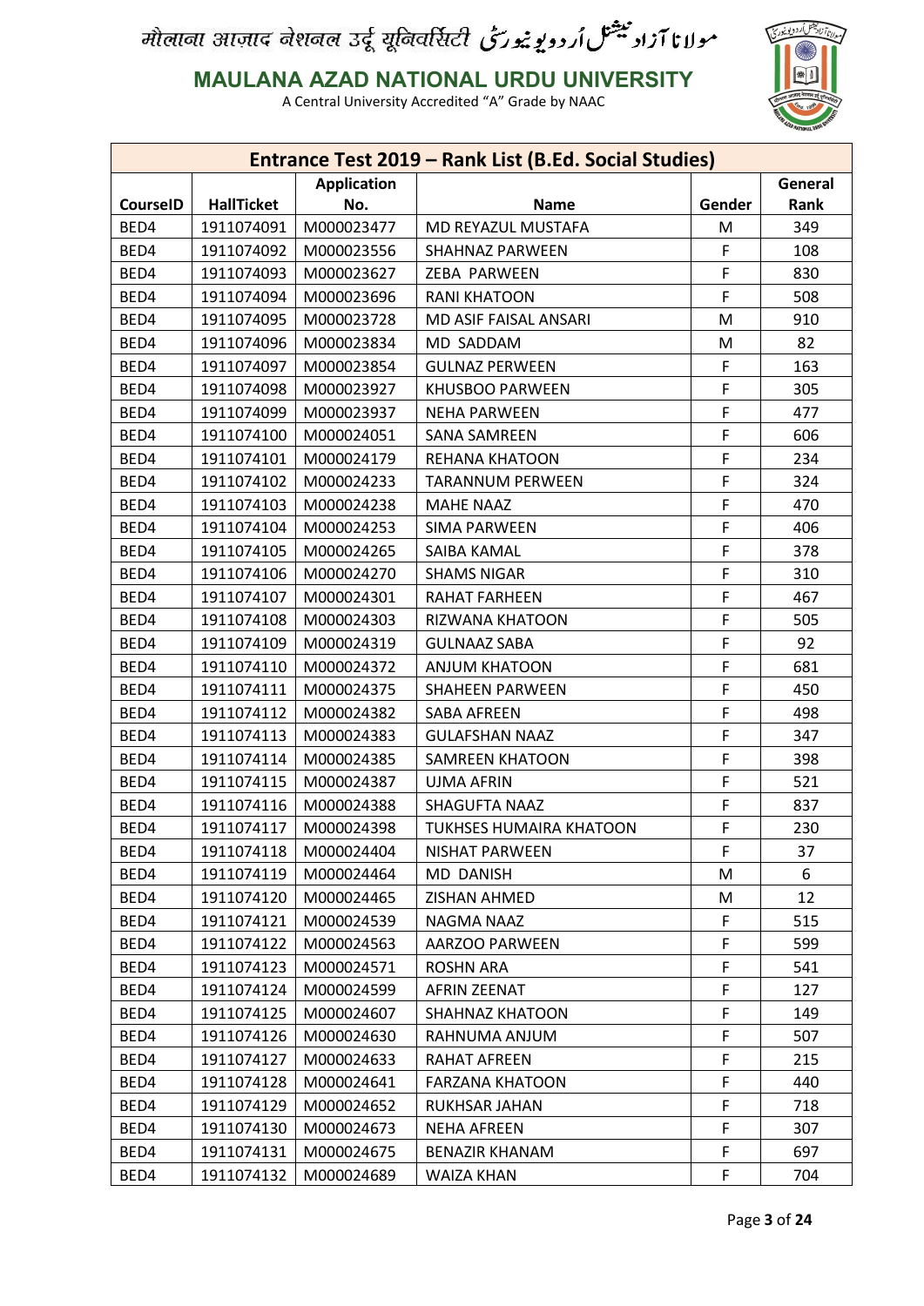मौलाना आज़ाद नेशनल उर्दू यूनिवर्सिटी مولانا آزاد نیشنل اُردو یونیورسٹی

**MAULANA AZAD NATIONAL URDU UNIVERSITY**

A Central University Accredited "A" Grade by NAAC

| Entrance Test 2019 – Rank List (B.Ed. Social Studies) | | | | | |
|---|---|---|---|---|---|
| **CourseID** | **HallTicket** | **Application No.** | **Name** | **Gender** | **General Rank** |
| BED4 | 1911074091 | M000023477 | MD REYAZUL MUSTAFA | M | 349 |
| BED4 | 1911074092 | M000023556 | SHAHNAZ PARWEEN | F | 108 |
| BED4 | 1911074093 | M000023627 | ZEBA PARWEEN | F | 830 |
| BED4 | 1911074094 | M000023696 | RANI KHATOON | F | 508 |
| BED4 | 1911074095 | M000023728 | MD ASIF FAISAL ANSARI | M | 910 |
| BED4 | 1911074096 | M000023834 | MD SADDAM | M | 82 |
| BED4 | 1911074097 | M000023854 | GULNAZ PERWEEN | F | 163 |
| BED4 | 1911074098 | M000023927 | KHUSBOO PARWEEN | F | 305 |
| BED4 | 1911074099 | M000023937 | NEHA PARWEEN | F | 477 |
| BED4 | 1911074100 | M000024051 | SANA SAMREEN | F | 606 |
| BED4 | 1911074101 | M000024179 | REHANA KHATOON | F | 234 |
| BED4 | 1911074102 | M000024233 | TARANNUM PERWEEN | F | 324 |
| BED4 | 1911074103 | M000024238 | MAHE NAAZ | F | 470 |
| BED4 | 1911074104 | M000024253 | SIMA PARWEEN | F | 406 |
| BED4 | 1911074105 | M000024265 | SAIBA KAMAL | F | 378 |
| BED4 | 1911074106 | M000024270 | SHAMS NIGAR | F | 310 |
| BED4 | 1911074107 | M000024301 | RAHAT FARHEEN | F | 467 |
| BED4 | 1911074108 | M000024303 | RIZWANA KHATOON | F | 505 |
| BED4 | 1911074109 | M000024319 | GULNAAZ SABA | F | 92 |
| BED4 | 1911074110 | M000024372 | ANJUM KHATOON | F | 681 |
| BED4 | 1911074111 | M000024375 | SHAHEEN PARWEEN | F | 450 |
| BED4 | 1911074112 | M000024382 | SABA AFREEN | F | 498 |
| BED4 | 1911074113 | M000024383 | GULAFSHAN NAAZ | F | 347 |
| BED4 | 1911074114 | M000024385 | SAMREEN KHATOON | F | 398 |
| BED4 | 1911074115 | M000024387 | UJMA AFRIN | F | 521 |
| BED4 | 1911074116 | M000024388 | SHAGUFTA NAAZ | F | 837 |
| BED4 | 1911074117 | M000024398 | TUKHSES HUMAIRA KHATOON | F | 230 |
| BED4 | 1911074118 | M000024404 | NISHAT PARWEEN | F | 37 |
| BED4 | 1911074119 | M000024464 | MD DANISH | M | 6 |
| BED4 | 1911074120 | M000024465 | ZISHAN AHMED | M | 12 |
| BED4 | 1911074121 | M000024539 | NAGMA NAAZ | F | 515 |
| BED4 | 1911074122 | M000024563 | AARZOO PARWEEN | F | 599 |
| BED4 | 1911074123 | M000024571 | ROSHN ARA | F | 541 |
| BED4 | 1911074124 | M000024599 | AFRIN ZEENAT | F | 127 |
| BED4 | 1911074125 | M000024607 | SHAHNAZ KHATOON | F | 149 |
| BED4 | 1911074126 | M000024630 | RAHNUMA ANJUM | F | 507 |
| BED4 | 1911074127 | M000024633 | RAHAT AFREEN | F | 215 |
| BED4 | 1911074128 | M000024641 | FARZANA KHATOON | F | 440 |
| BED4 | 1911074129 | M000024652 | RUKHSAR JAHAN | F | 718 |
| BED4 | 1911074130 | M000024673 | NEHA AFREEN | F | 307 |
| BED4 | 1911074131 | M000024675 | BENAZIR KHANAM | F | 697 |
| BED4 | 1911074132 | M000024689 | WAIZA KHAN | F | 704 |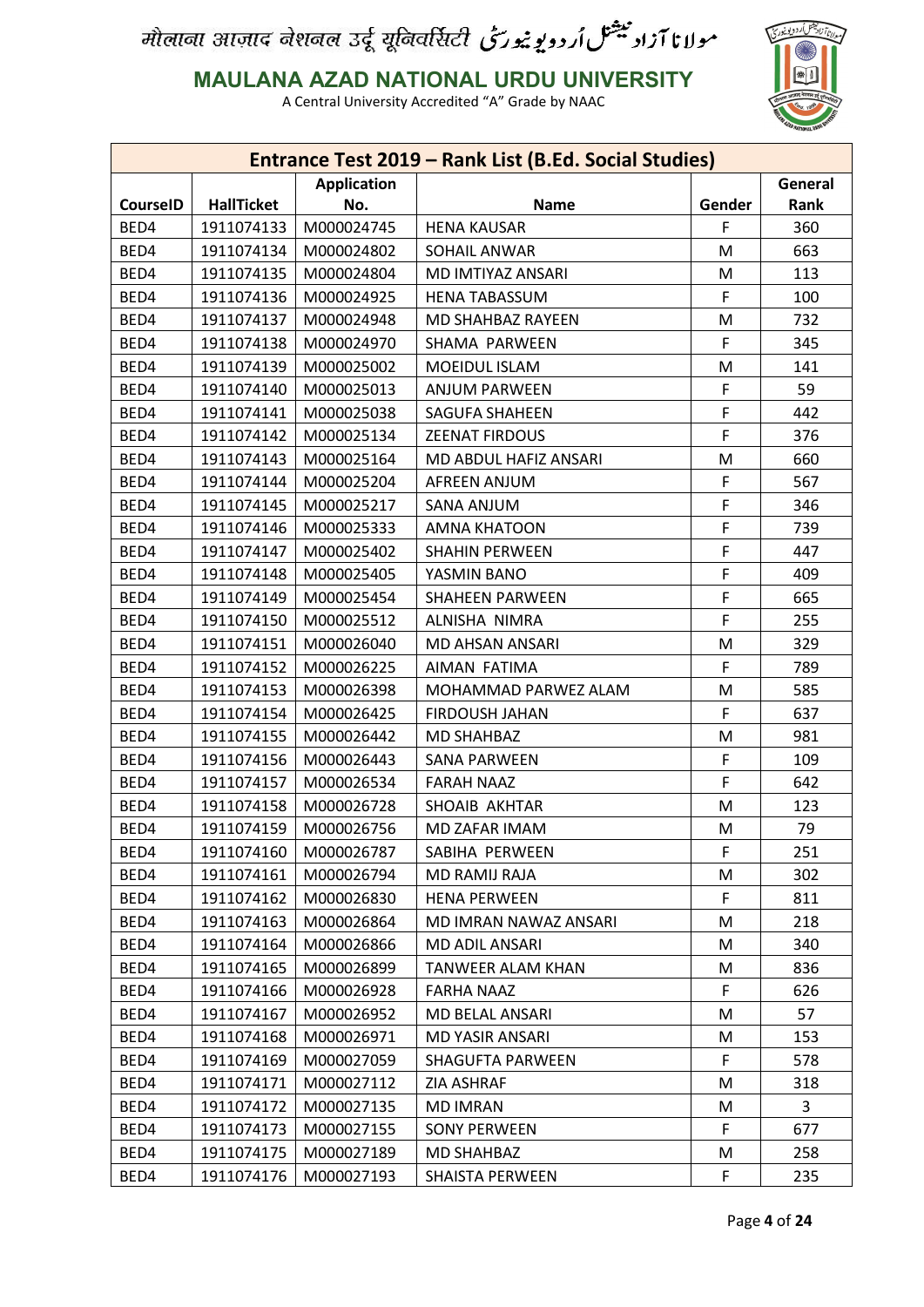मौलाना आज़ाद नेशनल उर्दू यूनिवर्सिटी مولانا آزاد نیشنل اُردو یونیورسٹی

**MAULANA AZAD NATIONAL URDU UNIVERSITY**

A Central University Accredited "A" Grade by NAAC

| Entrance Test 2019 – Rank List (B.Ed. Social Studies) | | | | | |
|---|---|---|---|---|---|
| **CourseID** | **HallTicket** | **Application No.** | **Name** | **Gender** | **General Rank** |
| BED4 | 1911074133 | M000024745 | HENA KAUSAR | F | 360 |
| BED4 | 1911074134 | M000024802 | SOHAIL ANWAR | M | 663 |
| BED4 | 1911074135 | M000024804 | MD IMTIYAZ ANSARI | M | 113 |
| BED4 | 1911074136 | M000024925 | HENA TABASSUM | F | 100 |
| BED4 | 1911074137 | M000024948 | MD SHAHBAZ RAYEEN | M | 732 |
| BED4 | 1911074138 | M000024970 | SHAMA PARWEEN | F | 345 |
| BED4 | 1911074139 | M000025002 | MOEIDUL ISLAM | M | 141 |
| BED4 | 1911074140 | M000025013 | ANJUM PARWEEN | F | 59 |
| BED4 | 1911074141 | M000025038 | SAGUFA SHAHEEN | F | 442 |
| BED4 | 1911074142 | M000025134 | ZEENAT FIRDOUS | F | 376 |
| BED4 | 1911074143 | M000025164 | MD ABDUL HAFIZ ANSARI | M | 660 |
| BED4 | 1911074144 | M000025204 | AFREEN ANJUM | F | 567 |
| BED4 | 1911074145 | M000025217 | SANA ANJUM | F | 346 |
| BED4 | 1911074146 | M000025333 | AMNA KHATOON | F | 739 |
| BED4 | 1911074147 | M000025402 | SHAHIN PERWEEN | F | 447 |
| BED4 | 1911074148 | M000025405 | YASMIN BANO | F | 409 |
| BED4 | 1911074149 | M000025454 | SHAHEEN PARWEEN | F | 665 |
| BED4 | 1911074150 | M000025512 | ALNISHA NIMRA | F | 255 |
| BED4 | 1911074151 | M000026040 | MD AHSAN ANSARI | M | 329 |
| BED4 | 1911074152 | M000026225 | AIMAN FATIMA | F | 789 |
| BED4 | 1911074153 | M000026398 | MOHAMMAD PARWEZ ALAM | M | 585 |
| BED4 | 1911074154 | M000026425 | FIRDOUSH JAHAN | F | 637 |
| BED4 | 1911074155 | M000026442 | MD SHAHBAZ | M | 981 |
| BED4 | 1911074156 | M000026443 | SANA PARWEEN | F | 109 |
| BED4 | 1911074157 | M000026534 | FARAH NAAZ | F | 642 |
| BED4 | 1911074158 | M000026728 | SHOAIB AKHTAR | M | 123 |
| BED4 | 1911074159 | M000026756 | MD ZAFAR IMAM | M | 79 |
| BED4 | 1911074160 | M000026787 | SABIHA PERWEEN | F | 251 |
| BED4 | 1911074161 | M000026794 | MD RAMIJ RAJA | M | 302 |
| BED4 | 1911074162 | M000026830 | HENA PERWEEN | F | 811 |
| BED4 | 1911074163 | M000026864 | MD IMRAN NAWAZ ANSARI | M | 218 |
| BED4 | 1911074164 | M000026866 | MD ADIL ANSARI | M | 340 |
| BED4 | 1911074165 | M000026899 | TANWEER ALAM KHAN | M | 836 |
| BED4 | 1911074166 | M000026928 | FARHA NAAZ | F | 626 |
| BED4 | 1911074167 | M000026952 | MD BELAL ANSARI | M | 57 |
| BED4 | 1911074168 | M000026971 | MD YASIR ANSARI | M | 153 |
| BED4 | 1911074169 | M000027059 | SHAGUFTA PARWEEN | F | 578 |
| BED4 | 1911074171 | M000027112 | ZIA ASHRAF | M | 318 |
| BED4 | 1911074172 | M000027135 | MD IMRAN | M | 3 |
| BED4 | 1911074173 | M000027155 | SONY PERWEEN | F | 677 |
| BED4 | 1911074175 | M000027189 | MD SHAHBAZ | M | 258 |
| BED4 | 1911074176 | M000027193 | SHAISTA PERWEEN | F | 235 |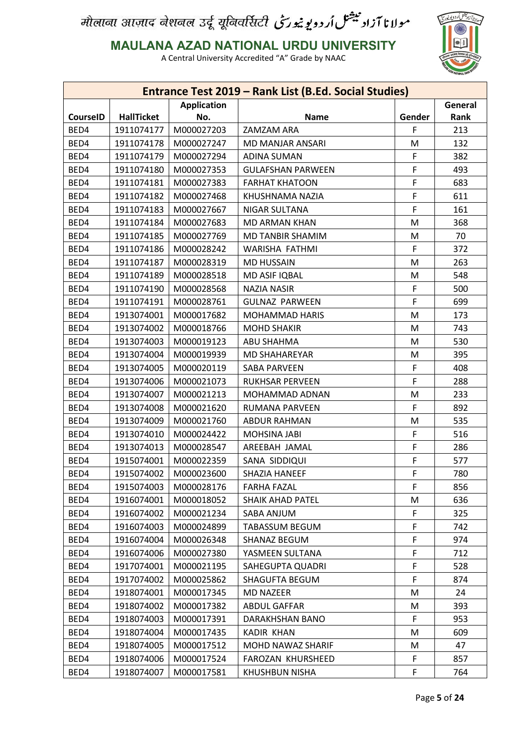मौलाना आज़ाद नेशनल उर्दू यूनिवर्सिटी مولانا آزاد نیشنل اُردو یونیورسٹی

**MAULANA AZAD NATIONAL URDU UNIVERSITY**

A Central University Accredited "A" Grade by NAAC

## Entrance Test 2019 – Rank List (B.Ed. Social Studies)

| CourseID | HallTicket | Application No. | Name | Gender | General Rank |
|---|---|---|---|---|---|
| BED4 | 1911074177 | M000027203 | ZAMZAM ARA | F | 213 |
| BED4 | 1911074178 | M000027247 | MD MANJAR ANSARI | M | 132 |
| BED4 | 1911074179 | M000027294 | ADINA SUMAN | F | 382 |
| BED4 | 1911074180 | M000027353 | GULAFSHAN PARWEEN | F | 493 |
| BED4 | 1911074181 | M000027383 | FARHAT KHATOON | F | 683 |
| BED4 | 1911074182 | M000027468 | KHUSHNAMA NAZIA | F | 611 |
| BED4 | 1911074183 | M000027667 | NIGAR SULTANA | F | 161 |
| BED4 | 1911074184 | M000027683 | MD ARMAN KHAN | M | 368 |
| BED4 | 1911074185 | M000027769 | MD TANBIR SHAMIM | M | 70 |
| BED4 | 1911074186 | M000028242 | WARISHA FATHMI | F | 372 |
| BED4 | 1911074187 | M000028319 | MD HUSSAIN | M | 263 |
| BED4 | 1911074189 | M000028518 | MD ASIF IQBAL | M | 548 |
| BED4 | 1911074190 | M000028568 | NAZIA NASIR | F | 500 |
| BED4 | 1911074191 | M000028761 | GULNAZ PARWEEN | F | 699 |
| BED4 | 1913074001 | M000017682 | MOHAMMAD HARIS | M | 173 |
| BED4 | 1913074002 | M000018766 | MOHD SHAKIR | M | 743 |
| BED4 | 1913074003 | M000019123 | ABU SHAHMA | M | 530 |
| BED4 | 1913074004 | M000019939 | MD SHAHAREYAR | M | 395 |
| BED4 | 1913074005 | M000020119 | SABA PARVEEN | F | 408 |
| BED4 | 1913074006 | M000021073 | RUKHSAR PERVEEN | F | 288 |
| BED4 | 1913074007 | M000021213 | MOHAMMAD ADNAN | M | 233 |
| BED4 | 1913074008 | M000021620 | RUMANA PARVEEN | F | 892 |
| BED4 | 1913074009 | M000021760 | ABDUR RAHMAN | M | 535 |
| BED4 | 1913074010 | M000024422 | MOHSINA JABI | F | 516 |
| BED4 | 1913074013 | M000028547 | AREEBAH JAMAL | F | 286 |
| BED4 | 1915074001 | M000022359 | SANA SIDDIQUI | F | 577 |
| BED4 | 1915074002 | M000023600 | SHAZIA HANEEF | F | 780 |
| BED4 | 1915074003 | M000028176 | FARHA FAZAL | F | 856 |
| BED4 | 1916074001 | M000018052 | SHAIK AHAD PATEL | M | 636 |
| BED4 | 1916074002 | M000021234 | SABA ANJUM | F | 325 |
| BED4 | 1916074003 | M000024899 | TABASSUM BEGUM | F | 742 |
| BED4 | 1916074004 | M000026348 | SHANAZ BEGUM | F | 974 |
| BED4 | 1916074006 | M000027380 | YASMEEN SULTANA | F | 712 |
| BED4 | 1917074001 | M000021195 | SAHEGUPTA QUADRI | F | 528 |
| BED4 | 1917074002 | M000025862 | SHAGUFTA BEGUM | F | 874 |
| BED4 | 1918074001 | M000017345 | MD NAZEER | M | 24 |
| BED4 | 1918074002 | M000017382 | ABDUL GAFFAR | M | 393 |
| BED4 | 1918074003 | M000017391 | DARAKHSHAN BANO | F | 953 |
| BED4 | 1918074004 | M000017435 | KADIR KHAN | M | 609 |
| BED4 | 1918074005 | M000017512 | MOHD NAWAZ SHARIF | M | 47 |
| BED4 | 1918074006 | M000017524 | FAROZAN KHURSHEED | F | 857 |
| BED4 | 1918074007 | M000017581 | KHUSHBUN NISHA | F | 764 |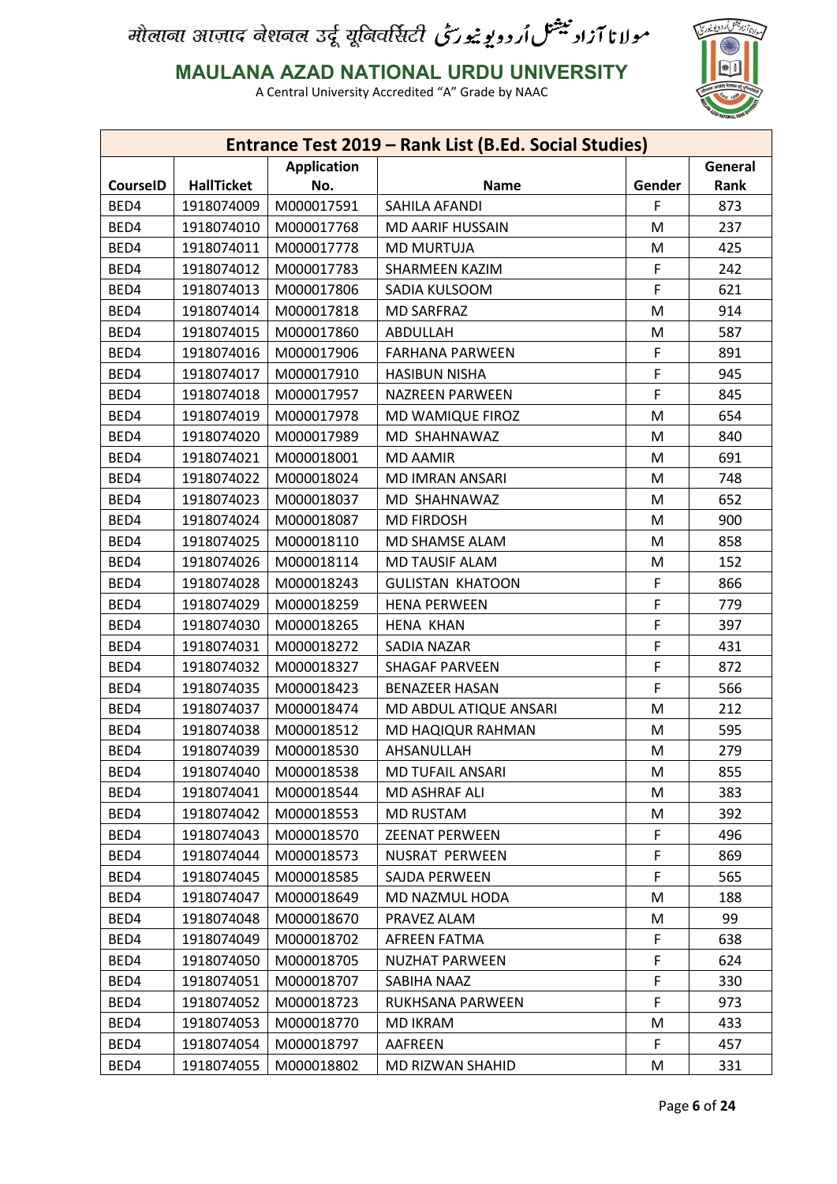मौलाना आज़ाद नेशनल उर्दू यूनिवर्सिटी مولانا آزاد نیشنل اُردو یونیورسٹی

# MAULANA AZAD NATIONAL URDU UNIVERSITY

A Central University Accredited "A" Grade by NAAC

| Entrance Test 2019 – Rank List (B.Ed. Social Studies) | | | | | |
|---|---|---|---|---|---|
| CourseID | HallTicket | Application No. | Name | Gender | General Rank |
| BED4 | 1918074009 | M000017591 | SAHILA AFANDI | F | 873 |
| BED4 | 1918074010 | M000017768 | MD AARIF HUSSAIN | M | 237 |
| BED4 | 1918074011 | M000017778 | MD MURTUJA | M | 425 |
| BED4 | 1918074012 | M000017783 | SHARMEEN KAZIM | F | 242 |
| BED4 | 1918074013 | M000017806 | SADIA KULSOOM | F | 621 |
| BED4 | 1918074014 | M000017818 | MD SARFRAZ | M | 914 |
| BED4 | 1918074015 | M000017860 | ABDULLAH | M | 587 |
| BED4 | 1918074016 | M000017906 | FARHANA PARWEEN | F | 891 |
| BED4 | 1918074017 | M000017910 | HASIBUN NISHA | F | 945 |
| BED4 | 1918074018 | M000017957 | NAZREEN PARWEEN | F | 845 |
| BED4 | 1918074019 | M000017978 | MD WAMIQUE FIROZ | M | 654 |
| BED4 | 1918074020 | M000017989 | MD SHAHNAWAZ | M | 840 |
| BED4 | 1918074021 | M000018001 | MD AAMIR | M | 691 |
| BED4 | 1918074022 | M000018024 | MD IMRAN ANSARI | M | 748 |
| BED4 | 1918074023 | M000018037 | MD SHAHNAWAZ | M | 652 |
| BED4 | 1918074024 | M000018087 | MD FIRDOSH | M | 900 |
| BED4 | 1918074025 | M000018110 | MD SHAMSE ALAM | M | 858 |
| BED4 | 1918074026 | M000018114 | MD TAUSIF ALAM | M | 152 |
| BED4 | 1918074028 | M000018243 | GULISTAN KHATOON | F | 866 |
| BED4 | 1918074029 | M000018259 | HENA PERWEEN | F | 779 |
| BED4 | 1918074030 | M000018265 | HENA KHAN | F | 397 |
| BED4 | 1918074031 | M000018272 | SADIA NAZAR | F | 431 |
| BED4 | 1918074032 | M000018327 | SHAGAF PARVEEN | F | 872 |
| BED4 | 1918074035 | M000018423 | BENAZEER HASAN | F | 566 |
| BED4 | 1918074037 | M000018474 | MD ABDUL ATIQUE ANSARI | M | 212 |
| BED4 | 1918074038 | M000018512 | MD HAQIQUR RAHMAN | M | 595 |
| BED4 | 1918074039 | M000018530 | AHSANULLAH | M | 279 |
| BED4 | 1918074040 | M000018538 | MD TUFAIL ANSARI | M | 855 |
| BED4 | 1918074041 | M000018544 | MD ASHRAF ALI | M | 383 |
| BED4 | 1918074042 | M000018553 | MD RUSTAM | M | 392 |
| BED4 | 1918074043 | M000018570 | ZEENAT PERWEEN | F | 496 |
| BED4 | 1918074044 | M000018573 | NUSRAT PERWEEN | F | 869 |
| BED4 | 1918074045 | M000018585 | SAJDA PERWEEN | F | 565 |
| BED4 | 1918074047 | M000018649 | MD NAZMUL HODA | M | 188 |
| BED4 | 1918074048 | M000018670 | PRAVEZ ALAM | M | 99 |
| BED4 | 1918074049 | M000018702 | AFREEN FATMA | F | 638 |
| BED4 | 1918074050 | M000018705 | NUZHAT PARWEEN | F | 624 |
| BED4 | 1918074051 | M000018707 | SABIHA NAAZ | F | 330 |
| BED4 | 1918074052 | M000018723 | RUKHSANA PARWEEN | F | 973 |
| BED4 | 1918074053 | M000018770 | MD IKRAM | M | 433 |
| BED4 | 1918074054 | M000018797 | AAFREEN | F | 457 |
| BED4 | 1918074055 | M000018802 | MD RIZWAN SHAHID | M | 331 |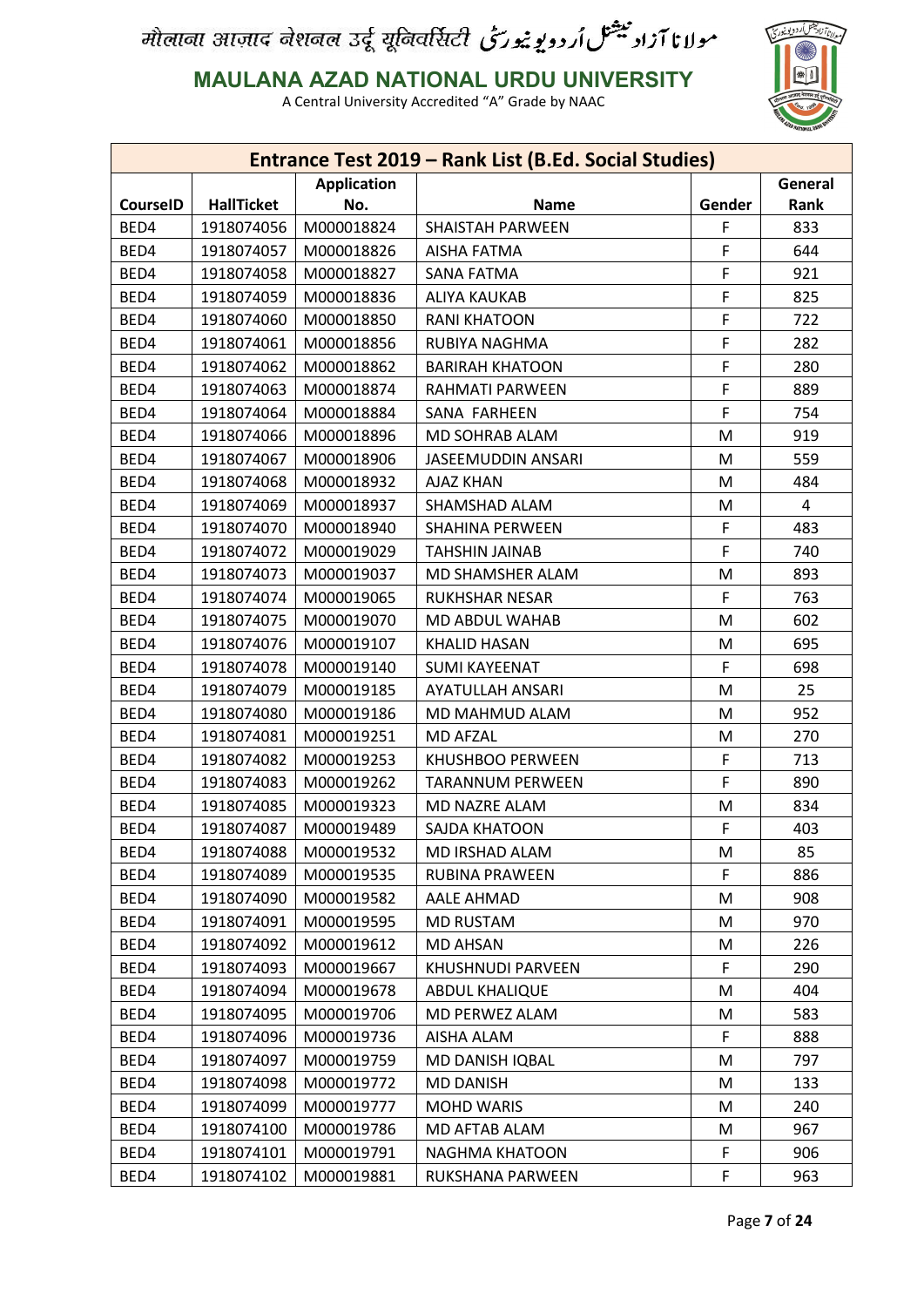मौलाना आज़ाद नेशनल उर्दू यूनिवर्सिटी مولانا آزاد نیشنل اُردو یونیورسٹی

**MAULANA AZAD NATIONAL URDU UNIVERSITY**

A Central University Accredited "A" Grade by NAAC

| Entrance Test 2019 – Rank List (B.Ed. Social Studies) | | | | | |
|---|---|---|---|---|---|
| **CourseID** | **HallTicket** | **Application No.** | **Name** | **Gender** | **General Rank** |
| BED4 | 1918074056 | M000018824 | SHAISTAH PARWEEN | F | 833 |
| BED4 | 1918074057 | M000018826 | AISHA FATMA | F | 644 |
| BED4 | 1918074058 | M000018827 | SANA FATMA | F | 921 |
| BED4 | 1918074059 | M000018836 | ALIYA KAUKAB | F | 825 |
| BED4 | 1918074060 | M000018850 | RANI KHATOON | F | 722 |
| BED4 | 1918074061 | M000018856 | RUBIYA NAGHMA | F | 282 |
| BED4 | 1918074062 | M000018862 | BARIRAH KHATOON | F | 280 |
| BED4 | 1918074063 | M000018874 | RAHMATI PARWEEN | F | 889 |
| BED4 | 1918074064 | M000018884 | SANA FARHEEN | F | 754 |
| BED4 | 1918074066 | M000018896 | MD SOHRAB ALAM | M | 919 |
| BED4 | 1918074067 | M000018906 | JASEEMUDDIN ANSARI | M | 559 |
| BED4 | 1918074068 | M000018932 | AJAZ KHAN | M | 484 |
| BED4 | 1918074069 | M000018937 | SHAMSHAD ALAM | M | 4 |
| BED4 | 1918074070 | M000018940 | SHAHINA PERWEEN | F | 483 |
| BED4 | 1918074072 | M000019029 | TAHSHIN JAINAB | F | 740 |
| BED4 | 1918074073 | M000019037 | MD SHAMSHER ALAM | M | 893 |
| BED4 | 1918074074 | M000019065 | RUKHSHAR NESAR | F | 763 |
| BED4 | 1918074075 | M000019070 | MD ABDUL WAHAB | M | 602 |
| BED4 | 1918074076 | M000019107 | KHALID HASAN | M | 695 |
| BED4 | 1918074078 | M000019140 | SUMI KAYEENAT | F | 698 |
| BED4 | 1918074079 | M000019185 | AYATULLAH ANSARI | M | 25 |
| BED4 | 1918074080 | M000019186 | MD MAHMUD ALAM | M | 952 |
| BED4 | 1918074081 | M000019251 | MD AFZAL | M | 270 |
| BED4 | 1918074082 | M000019253 | KHUSHBOO PERWEEN | F | 713 |
| BED4 | 1918074083 | M000019262 | TARANNUM PERWEEN | F | 890 |
| BED4 | 1918074085 | M000019323 | MD NAZRE ALAM | M | 834 |
| BED4 | 1918074087 | M000019489 | SAJDA KHATOON | F | 403 |
| BED4 | 1918074088 | M000019532 | MD IRSHAD ALAM | M | 85 |
| BED4 | 1918074089 | M000019535 | RUBINA PRAWEEN | F | 886 |
| BED4 | 1918074090 | M000019582 | AALE AHMAD | M | 908 |
| BED4 | 1918074091 | M000019595 | MD RUSTAM | M | 970 |
| BED4 | 1918074092 | M000019612 | MD AHSAN | M | 226 |
| BED4 | 1918074093 | M000019667 | KHUSHNUDI PARVEEN | F | 290 |
| BED4 | 1918074094 | M000019678 | ABDUL KHALIQUE | M | 404 |
| BED4 | 1918074095 | M000019706 | MD PERWEZ ALAM | M | 583 |
| BED4 | 1918074096 | M000019736 | AISHA ALAM | F | 888 |
| BED4 | 1918074097 | M000019759 | MD DANISH IQBAL | M | 797 |
| BED4 | 1918074098 | M000019772 | MD DANISH | M | 133 |
| BED4 | 1918074099 | M000019777 | MOHD WARIS | M | 240 |
| BED4 | 1918074100 | M000019786 | MD AFTAB ALAM | M | 967 |
| BED4 | 1918074101 | M000019791 | NAGHMA KHATOON | F | 906 |
| BED4 | 1918074102 | M000019881 | RUKSHANA PARWEEN | F | 963 |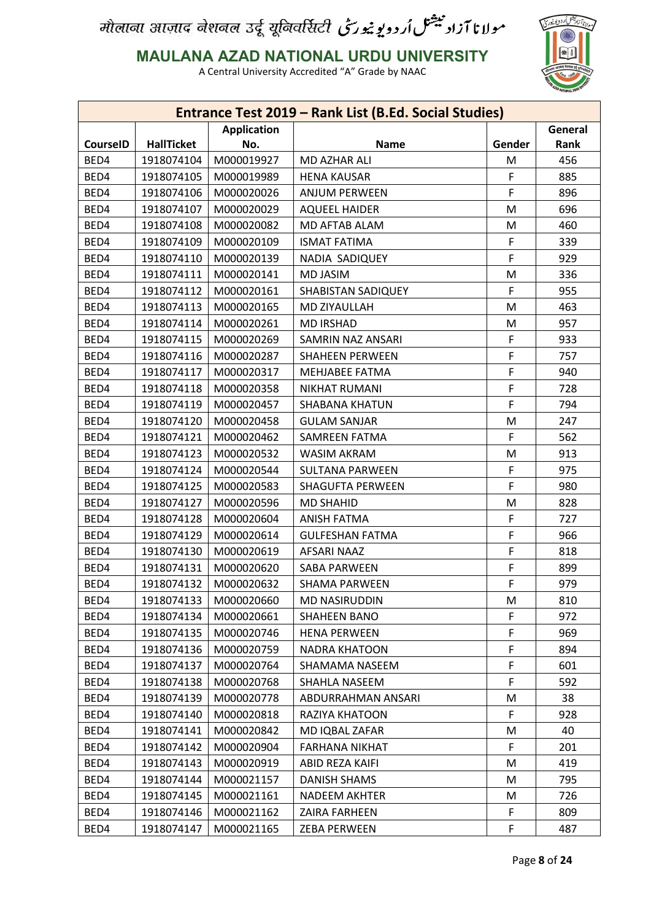मौलाना आज़ाद नेशनल उर्दू यूनिवर्सिटी مولانا آزاد نیشنل اُردو یونیورسٹی

**MAULANA AZAD NATIONAL URDU UNIVERSITY**

A Central University Accredited "A" Grade by NAAC

| Entrance Test 2019 – Rank List (B.Ed. Social Studies) | | | | | |
|---|---|---|---|---|---|
| **CourseID** | **HallTicket** | **Application No.** | **Name** | **Gender** | **General Rank** |
| BED4 | 1918074104 | M000019927 | MD AZHAR ALI | M | 456 |
| BED4 | 1918074105 | M000019989 | HENA KAUSAR | F | 885 |
| BED4 | 1918074106 | M000020026 | ANJUM PERWEEN | F | 896 |
| BED4 | 1918074107 | M000020029 | AQUEEL HAIDER | M | 696 |
| BED4 | 1918074108 | M000020082 | MD AFTAB ALAM | M | 460 |
| BED4 | 1918074109 | M000020109 | ISMAT FATIMA | F | 339 |
| BED4 | 1918074110 | M000020139 | NADIA SADIQUEY | F | 929 |
| BED4 | 1918074111 | M000020141 | MD JASIM | M | 336 |
| BED4 | 1918074112 | M000020161 | SHABISTAN SADIQUEY | F | 955 |
| BED4 | 1918074113 | M000020165 | MD ZIYAULLAH | M | 463 |
| BED4 | 1918074114 | M000020261 | MD IRSHAD | M | 957 |
| BED4 | 1918074115 | M000020269 | SAMRIN NAZ ANSARI | F | 933 |
| BED4 | 1918074116 | M000020287 | SHAHEEN PERWEEN | F | 757 |
| BED4 | 1918074117 | M000020317 | MEHJABEE FATMA | F | 940 |
| BED4 | 1918074118 | M000020358 | NIKHAT RUMANI | F | 728 |
| BED4 | 1918074119 | M000020457 | SHABANA KHATUN | F | 794 |
| BED4 | 1918074120 | M000020458 | GULAM SANJAR | M | 247 |
| BED4 | 1918074121 | M000020462 | SAMREEN FATMA | F | 562 |
| BED4 | 1918074123 | M000020532 | WASIM AKRAM | M | 913 |
| BED4 | 1918074124 | M000020544 | SULTANA PARWEEN | F | 975 |
| BED4 | 1918074125 | M000020583 | SHAGUFTA PERWEEN | F | 980 |
| BED4 | 1918074127 | M000020596 | MD SHAHID | M | 828 |
| BED4 | 1918074128 | M000020604 | ANISH FATMA | F | 727 |
| BED4 | 1918074129 | M000020614 | GULFESHAN FATMA | F | 966 |
| BED4 | 1918074130 | M000020619 | AFSARI NAAZ | F | 818 |
| BED4 | 1918074131 | M000020620 | SABA PARWEEN | F | 899 |
| BED4 | 1918074132 | M000020632 | SHAMA PARWEEN | F | 979 |
| BED4 | 1918074133 | M000020660 | MD NASIRUDDIN | M | 810 |
| BED4 | 1918074134 | M000020661 | SHAHEEN BANO | F | 972 |
| BED4 | 1918074135 | M000020746 | HENA PERWEEN | F | 969 |
| BED4 | 1918074136 | M000020759 | NADRA KHATOON | F | 894 |
| BED4 | 1918074137 | M000020764 | SHAMAMA NASEEM | F | 601 |
| BED4 | 1918074138 | M000020768 | SHAHLA NASEEM | F | 592 |
| BED4 | 1918074139 | M000020778 | ABDURRAHMAN ANSARI | M | 38 |
| BED4 | 1918074140 | M000020818 | RAZIYA KHATOON | F | 928 |
| BED4 | 1918074141 | M000020842 | MD IQBAL ZAFAR | M | 40 |
| BED4 | 1918074142 | M000020904 | FARHANA NIKHAT | F | 201 |
| BED4 | 1918074143 | M000020919 | ABID REZA KAIFI | M | 419 |
| BED4 | 1918074144 | M000021157 | DANISH SHAMS | M | 795 |
| BED4 | 1918074145 | M000021161 | NADEEM AKHTER | M | 726 |
| BED4 | 1918074146 | M000021162 | ZAIRA FARHEEN | F | 809 |
| BED4 | 1918074147 | M000021165 | ZEBA PERWEEN | F | 487 |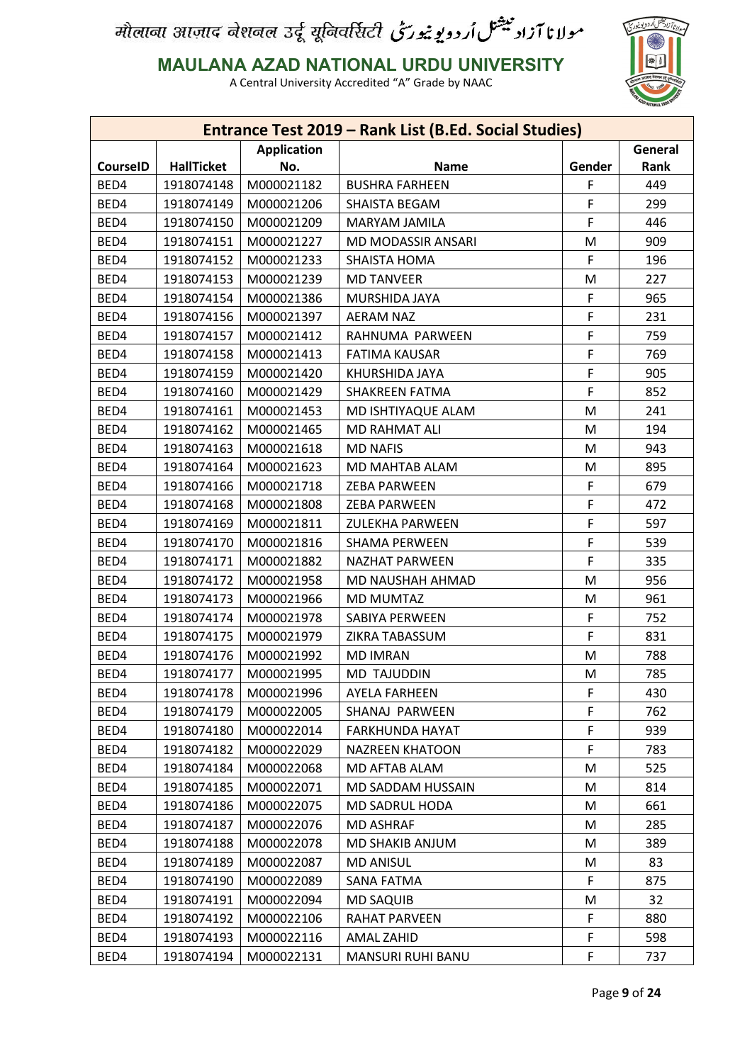मौलाना आज़ाद नेशनल उर्दू यूनिवर्सिटी مولانا آزاد نیشنل اُردو یونیورسٹی

**MAULANA AZAD NATIONAL URDU UNIVERSITY**

A Central University Accredited "A" Grade by NAAC

| Entrance Test 2019 – Rank List (B.Ed. Social Studies) | | | | | |
|---|---|---|---|---|---|
| **CourseID** | **HallTicket** | **Application No.** | **Name** | **Gender** | **General Rank** |
| BED4 | 1918074148 | M000021182 | BUSHRA FARHEEN | F | 449 |
| BED4 | 1918074149 | M000021206 | SHAISTA BEGAM | F | 299 |
| BED4 | 1918074150 | M000021209 | MARYAM JAMILA | F | 446 |
| BED4 | 1918074151 | M000021227 | MD MODASSIR ANSARI | M | 909 |
| BED4 | 1918074152 | M000021233 | SHAISTA HOMA | F | 196 |
| BED4 | 1918074153 | M000021239 | MD TANVEER | M | 227 |
| BED4 | 1918074154 | M000021386 | MURSHIDA JAYA | F | 965 |
| BED4 | 1918074156 | M000021397 | AERAM NAZ | F | 231 |
| BED4 | 1918074157 | M000021412 | RAHNUMA PARWEEN | F | 759 |
| BED4 | 1918074158 | M000021413 | FATIMA KAUSAR | F | 769 |
| BED4 | 1918074159 | M000021420 | KHURSHIDA JAYA | F | 905 |
| BED4 | 1918074160 | M000021429 | SHAKREEN FATMA | F | 852 |
| BED4 | 1918074161 | M000021453 | MD ISHTIYAQUE ALAM | M | 241 |
| BED4 | 1918074162 | M000021465 | MD RAHMAT ALI | M | 194 |
| BED4 | 1918074163 | M000021618 | MD NAFIS | M | 943 |
| BED4 | 1918074164 | M000021623 | MD MAHTAB ALAM | M | 895 |
| BED4 | 1918074166 | M000021718 | ZEBA PARWEEN | F | 679 |
| BED4 | 1918074168 | M000021808 | ZEBA PARWEEN | F | 472 |
| BED4 | 1918074169 | M000021811 | ZULEKHA PARWEEN | F | 597 |
| BED4 | 1918074170 | M000021816 | SHAMA PERWEEN | F | 539 |
| BED4 | 1918074171 | M000021882 | NAZHAT PARWEEN | F | 335 |
| BED4 | 1918074172 | M000021958 | MD NAUSHAH AHMAD | M | 956 |
| BED4 | 1918074173 | M000021966 | MD MUMTAZ | M | 961 |
| BED4 | 1918074174 | M000021978 | SABIYA PERWEEN | F | 752 |
| BED4 | 1918074175 | M000021979 | ZIKRA TABASSUM | F | 831 |
| BED4 | 1918074176 | M000021992 | MD IMRAN | M | 788 |
| BED4 | 1918074177 | M000021995 | MD TAJUDDIN | M | 785 |
| BED4 | 1918074178 | M000021996 | AYELA FARHEEN | F | 430 |
| BED4 | 1918074179 | M000022005 | SHANAJ PARWEEN | F | 762 |
| BED4 | 1918074180 | M000022014 | FARKHUNDA HAYAT | F | 939 |
| BED4 | 1918074182 | M000022029 | NAZREEN KHATOON | F | 783 |
| BED4 | 1918074184 | M000022068 | MD AFTAB ALAM | M | 525 |
| BED4 | 1918074185 | M000022071 | MD SADDAM HUSSAIN | M | 814 |
| BED4 | 1918074186 | M000022075 | MD SADRUL HODA | M | 661 |
| BED4 | 1918074187 | M000022076 | MD ASHRAF | M | 285 |
| BED4 | 1918074188 | M000022078 | MD SHAKIB ANJUM | M | 389 |
| BED4 | 1918074189 | M000022087 | MD ANISUL | M | 83 |
| BED4 | 1918074190 | M000022089 | SANA FATMA | F | 875 |
| BED4 | 1918074191 | M000022094 | MD SAQUIB | M | 32 |
| BED4 | 1918074192 | M000022106 | RAHAT PARVEEN | F | 880 |
| BED4 | 1918074193 | M000022116 | AMAL ZAHID | F | 598 |
| BED4 | 1918074194 | M000022131 | MANSURI RUHI BANU | F | 737 |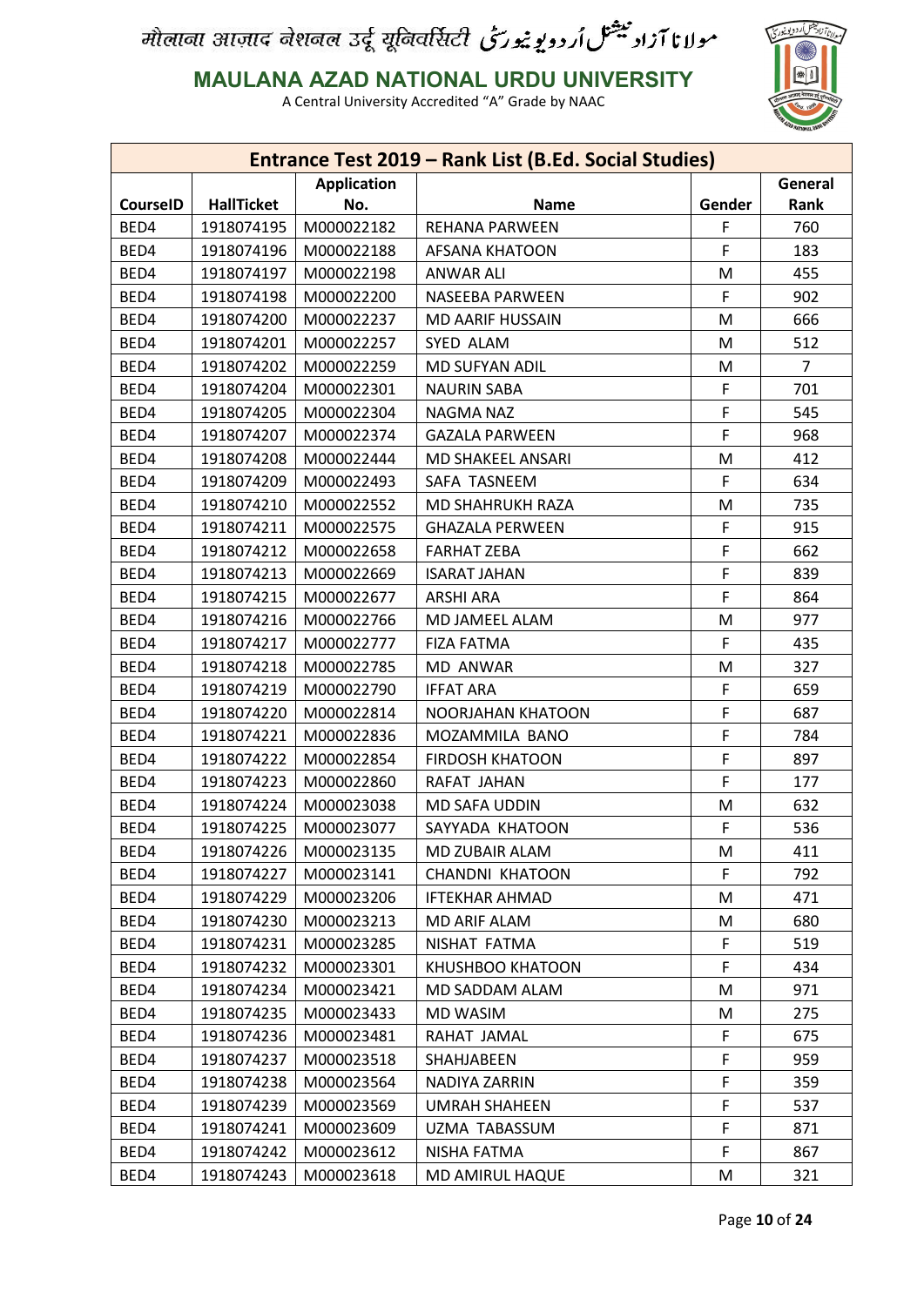# मौलाना आज़ाद नेशनल उर्दू यूनिवर्सिटी مولانا آزاد نیشنل اُردو یونیورسٹی

## MAULANA AZAD NATIONAL URDU UNIVERSITY

A Central University Accredited "A" Grade by NAAC

| Entrance Test 2019 – Rank List (B.Ed. Social Studies) | | | | | |
|---|---|---|---|---|---|
| CourseID | HallTicket | Application No. | Name | Gender | General Rank |
| BED4 | 1918074195 | M000022182 | REHANA PARWEEN | F | 760 |
| BED4 | 1918074196 | M000022188 | AFSANA KHATOON | F | 183 |
| BED4 | 1918074197 | M000022198 | ANWAR ALI | M | 455 |
| BED4 | 1918074198 | M000022200 | NASEEBA PARWEEN | F | 902 |
| BED4 | 1918074200 | M000022237 | MD AARIF HUSSAIN | M | 666 |
| BED4 | 1918074201 | M000022257 | SYED ALAM | M | 512 |
| BED4 | 1918074202 | M000022259 | MD SUFYAN ADIL | M | 7 |
| BED4 | 1918074204 | M000022301 | NAURIN SABA | F | 701 |
| BED4 | 1918074205 | M000022304 | NAGMA NAZ | F | 545 |
| BED4 | 1918074207 | M000022374 | GAZALA PARWEEN | F | 968 |
| BED4 | 1918074208 | M000022444 | MD SHAKEEL ANSARI | M | 412 |
| BED4 | 1918074209 | M000022493 | SAFA TASNEEM | F | 634 |
| BED4 | 1918074210 | M000022552 | MD SHAHRUKH RAZA | M | 735 |
| BED4 | 1918074211 | M000022575 | GHAZALA PERWEEN | F | 915 |
| BED4 | 1918074212 | M000022658 | FARHAT ZEBA | F | 662 |
| BED4 | 1918074213 | M000022669 | ISARAT JAHAN | F | 839 |
| BED4 | 1918074215 | M000022677 | ARSHI ARA | F | 864 |
| BED4 | 1918074216 | M000022766 | MD JAMEEL ALAM | M | 977 |
| BED4 | 1918074217 | M000022777 | FIZA FATMA | F | 435 |
| BED4 | 1918074218 | M000022785 | MD ANWAR | M | 327 |
| BED4 | 1918074219 | M000022790 | IFFAT ARA | F | 659 |
| BED4 | 1918074220 | M000022814 | NOORJAHAN KHATOON | F | 687 |
| BED4 | 1918074221 | M000022836 | MOZAMMILA BANO | F | 784 |
| BED4 | 1918074222 | M000022854 | FIRDOSH KHATOON | F | 897 |
| BED4 | 1918074223 | M000022860 | RAFAT JAHAN | F | 177 |
| BED4 | 1918074224 | M000023038 | MD SAFA UDDIN | M | 632 |
| BED4 | 1918074225 | M000023077 | SAYYADA KHATOON | F | 536 |
| BED4 | 1918074226 | M000023135 | MD ZUBAIR ALAM | M | 411 |
| BED4 | 1918074227 | M000023141 | CHANDNI KHATOON | F | 792 |
| BED4 | 1918074229 | M000023206 | IFTEKHAR AHMAD | M | 471 |
| BED4 | 1918074230 | M000023213 | MD ARIF ALAM | M | 680 |
| BED4 | 1918074231 | M000023285 | NISHAT FATMA | F | 519 |
| BED4 | 1918074232 | M000023301 | KHUSHBOO KHATOON | F | 434 |
| BED4 | 1918074234 | M000023421 | MD SADDAM ALAM | M | 971 |
| BED4 | 1918074235 | M000023433 | MD WASIM | M | 275 |
| BED4 | 1918074236 | M000023481 | RAHAT JAMAL | F | 675 |
| BED4 | 1918074237 | M000023518 | SHAHJABEEN | F | 959 |
| BED4 | 1918074238 | M000023564 | NADIYA ZARRIN | F | 359 |
| BED4 | 1918074239 | M000023569 | UMRAH SHAHEEN | F | 537 |
| BED4 | 1918074241 | M000023609 | UZMA TABASSUM | F | 871 |
| BED4 | 1918074242 | M000023612 | NISHA FATMA | F | 867 |
| BED4 | 1918074243 | M000023618 | MD AMIRUL HAQUE | M | 321 |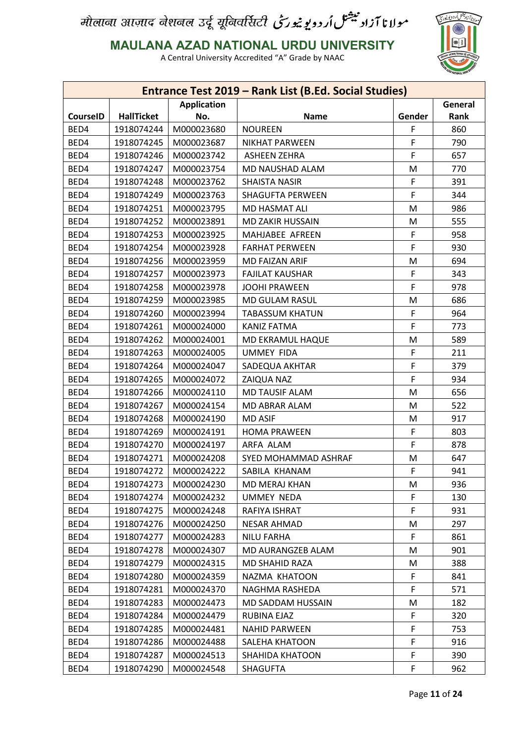मौलाना आज़ाद नेशनल उर्दू यूनिवर्सिटी مولانا آزاد نیشنل اُردو یونیورسٹی

# MAULANA AZAD NATIONAL URDU UNIVERSITY

A Central University Accredited "A" Grade by NAAC

## Entrance Test 2019 – Rank List (B.Ed. Social Studies)

| CourseID | HallTicket | Application No. | Name | Gender | General Rank |
|---|---|---|---|---|---|
| BED4 | 1918074244 | M000023680 | NOUREEN | F | 860 |
| BED4 | 1918074245 | M000023687 | NIKHAT PARWEEN | F | 790 |
| BED4 | 1918074246 | M000023742 | ASHEEN ZEHRA | F | 657 |
| BED4 | 1918074247 | M000023754 | MD NAUSHAD ALAM | M | 770 |
| BED4 | 1918074248 | M000023762 | SHAISTA NASIR | F | 391 |
| BED4 | 1918074249 | M000023763 | SHAGUFTA PERWEEN | F | 344 |
| BED4 | 1918074251 | M000023795 | MD HASMAT ALI | M | 986 |
| BED4 | 1918074252 | M000023891 | MD ZAKIR HUSSAIN | M | 555 |
| BED4 | 1918074253 | M000023925 | MAHJABEE AFREEN | F | 958 |
| BED4 | 1918074254 | M000023928 | FARHAT PERWEEN | F | 930 |
| BED4 | 1918074256 | M000023959 | MD FAIZAN ARIF | M | 694 |
| BED4 | 1918074257 | M000023973 | FAJILAT KAUSHAR | F | 343 |
| BED4 | 1918074258 | M000023978 | JOOHI PRAWEEN | F | 978 |
| BED4 | 1918074259 | M000023985 | MD GULAM RASUL | M | 686 |
| BED4 | 1918074260 | M000023994 | TABASSUM KHATUN | F | 964 |
| BED4 | 1918074261 | M000024000 | KANIZ FATMA | F | 773 |
| BED4 | 1918074262 | M000024001 | MD EKRAMUL HAQUE | M | 589 |
| BED4 | 1918074263 | M000024005 | UMMEY FIDA | F | 211 |
| BED4 | 1918074264 | M000024047 | SADEQUA AKHTAR | F | 379 |
| BED4 | 1918074265 | M000024072 | ZAIQUA NAZ | F | 934 |
| BED4 | 1918074266 | M000024110 | MD TAUSIF ALAM | M | 656 |
| BED4 | 1918074267 | M000024154 | MD ABRAR ALAM | M | 522 |
| BED4 | 1918074268 | M000024190 | MD ASIF | M | 917 |
| BED4 | 1918074269 | M000024191 | HOMA PRAWEEN | F | 803 |
| BED4 | 1918074270 | M000024197 | ARFA ALAM | F | 878 |
| BED4 | 1918074271 | M000024208 | SYED MOHAMMAD ASHRAF | M | 647 |
| BED4 | 1918074272 | M000024222 | SABILA KHANAM | F | 941 |
| BED4 | 1918074273 | M000024230 | MD MERAJ KHAN | M | 936 |
| BED4 | 1918074274 | M000024232 | UMMEY NEDA | F | 130 |
| BED4 | 1918074275 | M000024248 | RAFIYA ISHRAT | F | 931 |
| BED4 | 1918074276 | M000024250 | NESAR AHMAD | M | 297 |
| BED4 | 1918074277 | M000024283 | NILU FARHA | F | 861 |
| BED4 | 1918074278 | M000024307 | MD AURANGZEB ALAM | M | 901 |
| BED4 | 1918074279 | M000024315 | MD SHAHID RAZA | M | 388 |
| BED4 | 1918074280 | M000024359 | NAZMA KHATOON | F | 841 |
| BED4 | 1918074281 | M000024370 | NAGHMA RASHEDA | F | 571 |
| BED4 | 1918074283 | M000024473 | MD SADDAM HUSSAIN | M | 182 |
| BED4 | 1918074284 | M000024479 | RUBINA EJAZ | F | 320 |
| BED4 | 1918074285 | M000024481 | NAHID PARWEEN | F | 753 |
| BED4 | 1918074286 | M000024488 | SALEHA KHATOON | F | 916 |
| BED4 | 1918074287 | M000024513 | SHAHIDA KHATOON | F | 390 |
| BED4 | 1918074290 | M000024548 | SHAGUFTA | F | 962 |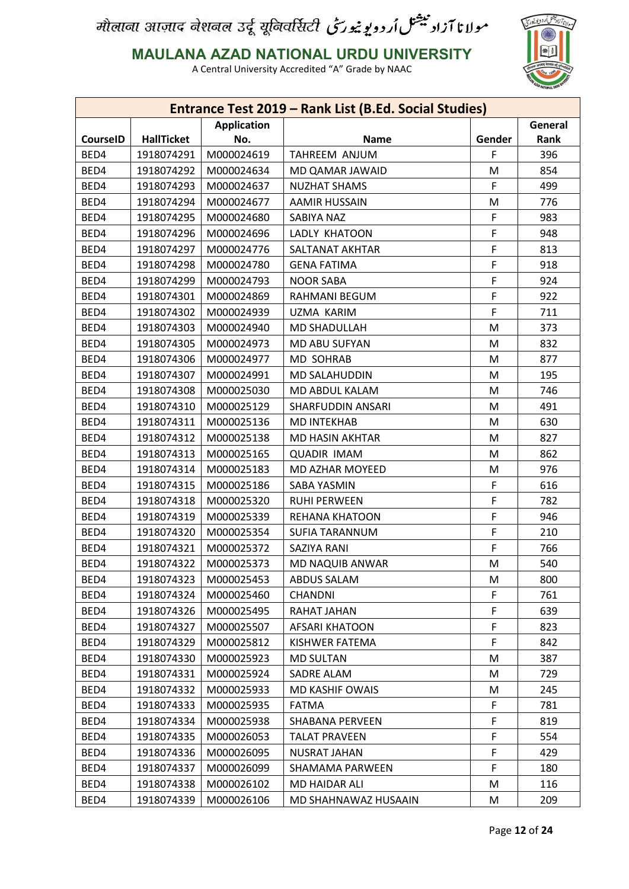मौलाना आज़ाद नेशनल उर्दू यूनिवर्सिटी مولانا آزاد نیشنل اُردو یونیورسٹی

**MAULANA AZAD NATIONAL URDU UNIVERSITY**

A Central University Accredited "A" Grade by NAAC

| Entrance Test 2019 – Rank List (B.Ed. Social Studies) | | | | | |
|---|---|---|---|---|---|
| **CourseID** | **HallTicket** | **Application No.** | **Name** | **Gender** | **General Rank** |
| BED4 | 1918074291 | M000024619 | TAHREEM ANJUM | F | 396 |
| BED4 | 1918074292 | M000024634 | MD QAMAR JAWAID | M | 854 |
| BED4 | 1918074293 | M000024637 | NUZHAT SHAMS | F | 499 |
| BED4 | 1918074294 | M000024677 | AAMIR HUSSAIN | M | 776 |
| BED4 | 1918074295 | M000024680 | SABIYA NAZ | F | 983 |
| BED4 | 1918074296 | M000024696 | LADLY KHATOON | F | 948 |
| BED4 | 1918074297 | M000024776 | SALTANAT AKHTAR | F | 813 |
| BED4 | 1918074298 | M000024780 | GENA FATIMA | F | 918 |
| BED4 | 1918074299 | M000024793 | NOOR SABA | F | 924 |
| BED4 | 1918074301 | M000024869 | RAHMANI BEGUM | F | 922 |
| BED4 | 1918074302 | M000024939 | UZMA KARIM | F | 711 |
| BED4 | 1918074303 | M000024940 | MD SHADULLAH | M | 373 |
| BED4 | 1918074305 | M000024973 | MD ABU SUFYAN | M | 832 |
| BED4 | 1918074306 | M000024977 | MD SOHRAB | M | 877 |
| BED4 | 1918074307 | M000024991 | MD SALAHUDDIN | M | 195 |
| BED4 | 1918074308 | M000025030 | MD ABDUL KALAM | M | 746 |
| BED4 | 1918074310 | M000025129 | SHARFUDDIN ANSARI | M | 491 |
| BED4 | 1918074311 | M000025136 | MD INTEKHAB | M | 630 |
| BED4 | 1918074312 | M000025138 | MD HASIN AKHTAR | M | 827 |
| BED4 | 1918074313 | M000025165 | QUADIR IMAM | M | 862 |
| BED4 | 1918074314 | M000025183 | MD AZHAR MOYEED | M | 976 |
| BED4 | 1918074315 | M000025186 | SABA YASMIN | F | 616 |
| BED4 | 1918074318 | M000025320 | RUHI PERWEEN | F | 782 |
| BED4 | 1918074319 | M000025339 | REHANA KHATOON | F | 946 |
| BED4 | 1918074320 | M000025354 | SUFIA TARANNUM | F | 210 |
| BED4 | 1918074321 | M000025372 | SAZIYA RANI | F | 766 |
| BED4 | 1918074322 | M000025373 | MD NAQUIB ANWAR | M | 540 |
| BED4 | 1918074323 | M000025453 | ABDUS SALAM | M | 800 |
| BED4 | 1918074324 | M000025460 | CHANDNI | F | 761 |
| BED4 | 1918074326 | M000025495 | RAHAT JAHAN | F | 639 |
| BED4 | 1918074327 | M000025507 | AFSARI KHATOON | F | 823 |
| BED4 | 1918074329 | M000025812 | KISHWER FATEMA | F | 842 |
| BED4 | 1918074330 | M000025923 | MD SULTAN | M | 387 |
| BED4 | 1918074331 | M000025924 | SADRE ALAM | M | 729 |
| BED4 | 1918074332 | M000025933 | MD KASHIF OWAIS | M | 245 |
| BED4 | 1918074333 | M000025935 | FATMA | F | 781 |
| BED4 | 1918074334 | M000025938 | SHABANA PERVEEN | F | 819 |
| BED4 | 1918074335 | M000026053 | TALAT PRAVEEN | F | 554 |
| BED4 | 1918074336 | M000026095 | NUSRAT JAHAN | F | 429 |
| BED4 | 1918074337 | M000026099 | SHAMAMA PARWEEN | F | 180 |
| BED4 | 1918074338 | M000026102 | MD HAIDAR ALI | M | 116 |
| BED4 | 1918074339 | M000026106 | MD SHAHNAWAZ HUSAAIN | M | 209 |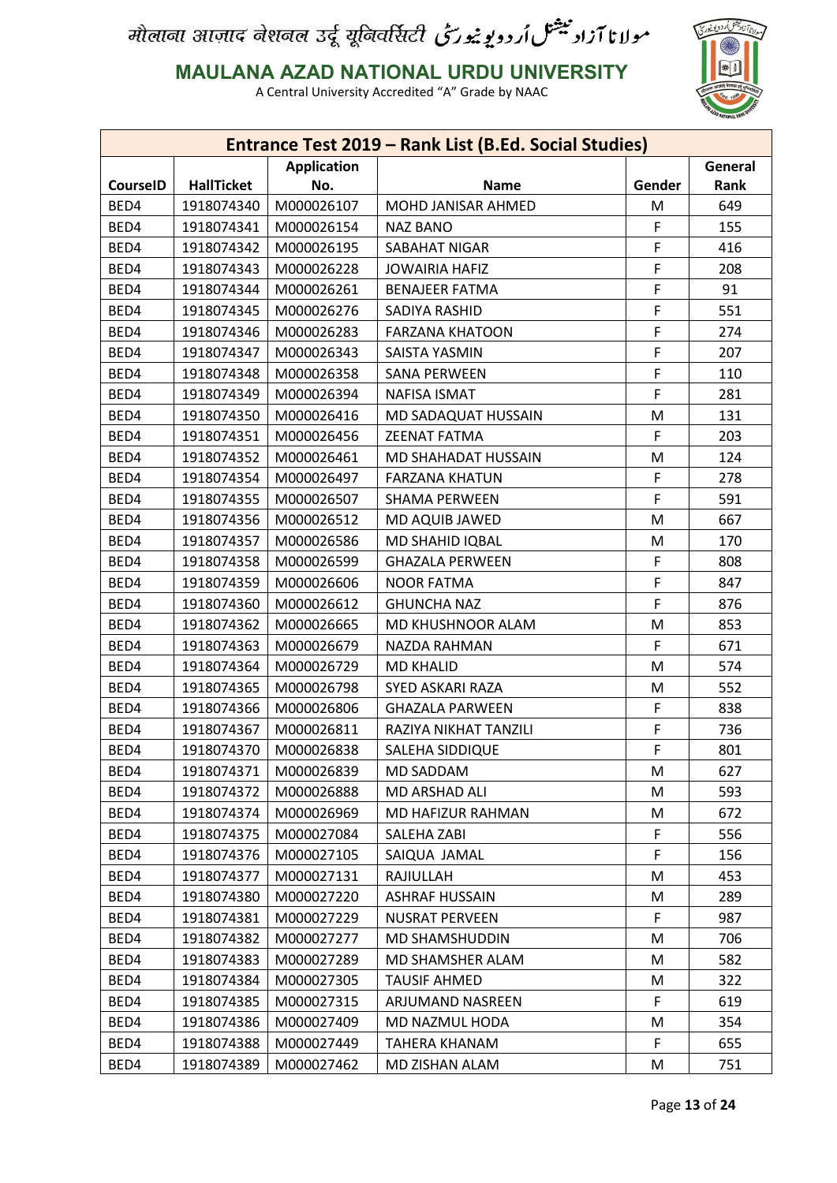मौलाना आज़ाद नेशनल उर्दू यूनिवर्सिटी مولانا آزاد نیشنل اُردو یونیورسٹی

**MAULANA AZAD NATIONAL URDU UNIVERSITY**

A Central University Accredited "A" Grade by NAAC

| Entrance Test 2019 – Rank List (B.Ed. Social Studies) | | | | | |
|---|---|---|---|---|---|
| **CourseID** | **HallTicket** | **Application No.** | **Name** | **Gender** | **General Rank** |
| BED4 | 1918074340 | M000026107 | MOHD JANISAR AHMED | M | 649 |
| BED4 | 1918074341 | M000026154 | NAZ BANO | F | 155 |
| BED4 | 1918074342 | M000026195 | SABAHAT NIGAR | F | 416 |
| BED4 | 1918074343 | M000026228 | JOWAIRIA HAFIZ | F | 208 |
| BED4 | 1918074344 | M000026261 | BENAJEER FATMA | F | 91 |
| BED4 | 1918074345 | M000026276 | SADIYA RASHID | F | 551 |
| BED4 | 1918074346 | M000026283 | FARZANA KHATOON | F | 274 |
| BED4 | 1918074347 | M000026343 | SAISTA YASMIN | F | 207 |
| BED4 | 1918074348 | M000026358 | SANA PERWEEN | F | 110 |
| BED4 | 1918074349 | M000026394 | NAFISA ISMAT | F | 281 |
| BED4 | 1918074350 | M000026416 | MD SADAQUAT HUSSAIN | M | 131 |
| BED4 | 1918074351 | M000026456 | ZEENAT FATMA | F | 203 |
| BED4 | 1918074352 | M000026461 | MD SHAHADAT HUSSAIN | M | 124 |
| BED4 | 1918074354 | M000026497 | FARZANA KHATUN | F | 278 |
| BED4 | 1918074355 | M000026507 | SHAMA PERWEEN | F | 591 |
| BED4 | 1918074356 | M000026512 | MD AQUIB JAWED | M | 667 |
| BED4 | 1918074357 | M000026586 | MD SHAHID IQBAL | M | 170 |
| BED4 | 1918074358 | M000026599 | GHAZALA PERWEEN | F | 808 |
| BED4 | 1918074359 | M000026606 | NOOR FATMA | F | 847 |
| BED4 | 1918074360 | M000026612 | GHUNCHA NAZ | F | 876 |
| BED4 | 1918074362 | M000026665 | MD KHUSHNOOR ALAM | M | 853 |
| BED4 | 1918074363 | M000026679 | NAZDA RAHMAN | F | 671 |
| BED4 | 1918074364 | M000026729 | MD KHALID | M | 574 |
| BED4 | 1918074365 | M000026798 | SYED ASKARI RAZA | M | 552 |
| BED4 | 1918074366 | M000026806 | GHAZALA PARWEEN | F | 838 |
| BED4 | 1918074367 | M000026811 | RAZIYA NIKHAT TANZILI | F | 736 |
| BED4 | 1918074370 | M000026838 | SALEHA SIDDIQUE | F | 801 |
| BED4 | 1918074371 | M000026839 | MD SADDAM | M | 627 |
| BED4 | 1918074372 | M000026888 | MD ARSHAD ALI | M | 593 |
| BED4 | 1918074374 | M000026969 | MD HAFIZUR RAHMAN | M | 672 |
| BED4 | 1918074375 | M000027084 | SALEHA ZABI | F | 556 |
| BED4 | 1918074376 | M000027105 | SAIQUA JAMAL | F | 156 |
| BED4 | 1918074377 | M000027131 | RAJIULLAH | M | 453 |
| BED4 | 1918074380 | M000027220 | ASHRAF HUSSAIN | M | 289 |
| BED4 | 1918074381 | M000027229 | NUSRAT PERVEEN | F | 987 |
| BED4 | 1918074382 | M000027277 | MD SHAMSHUDDIN | M | 706 |
| BED4 | 1918074383 | M000027289 | MD SHAMSHER ALAM | M | 582 |
| BED4 | 1918074384 | M000027305 | TAUSIF AHMED | M | 322 |
| BED4 | 1918074385 | M000027315 | ARJUMAND NASREEN | F | 619 |
| BED4 | 1918074386 | M000027409 | MD NAZMUL HODA | M | 354 |
| BED4 | 1918074388 | M000027449 | TAHERA KHANAM | F | 655 |
| BED4 | 1918074389 | M000027462 | MD ZISHAN ALAM | M | 751 |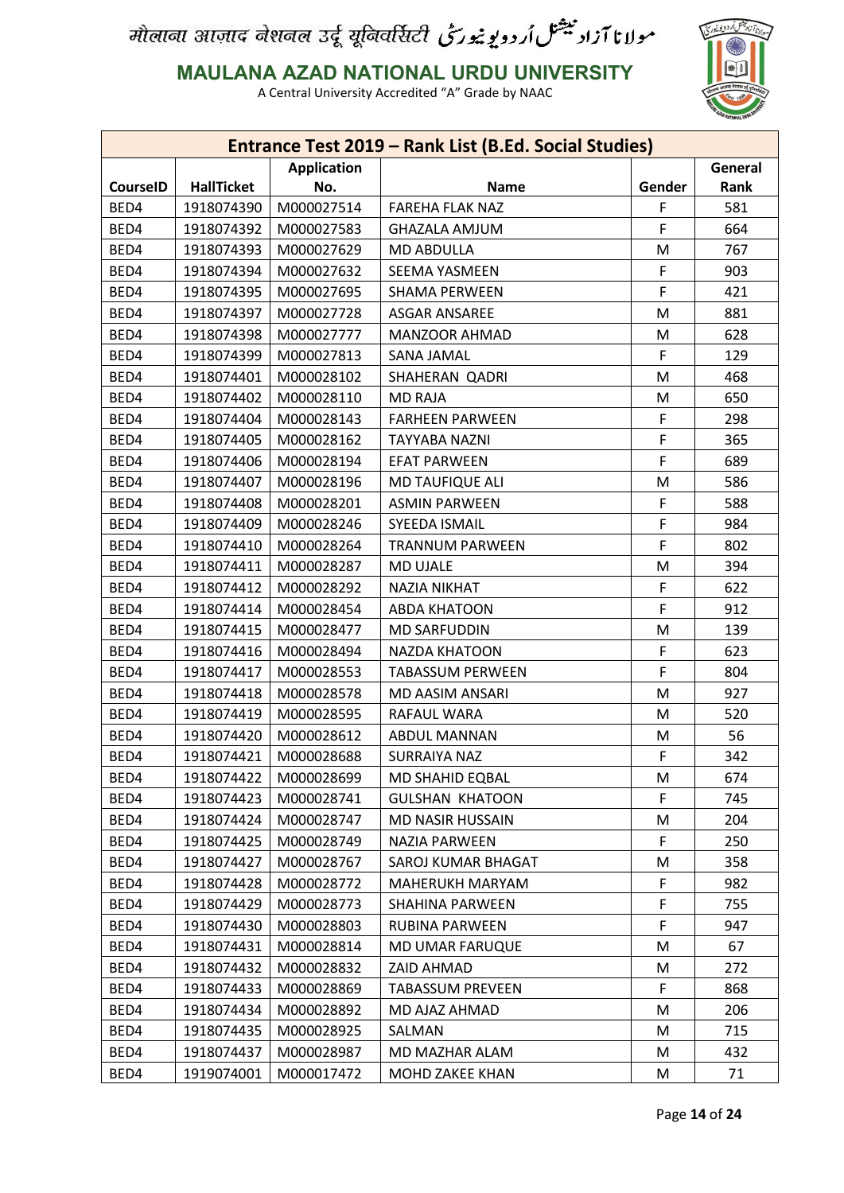मौलाना आज़ाद नेशनल उर्दू यूनिवर्सिटी مولانا آزاد نیشنل اردو یونیورسٹی

**MAULANA AZAD NATIONAL URDU UNIVERSITY**

A Central University Accredited "A" Grade by NAAC

| Entrance Test 2019 – Rank List (B.Ed. Social Studies) | | | | | |
|---|---|---|---|---|---|
| **CourseID** | **HallTicket** | **Application No.** | **Name** | **Gender** | **General Rank** |
| BED4 | 1918074390 | M000027514 | FAREHA FLAK NAZ | F | 581 |
| BED4 | 1918074392 | M000027583 | GHAZALA AMJUM | F | 664 |
| BED4 | 1918074393 | M000027629 | MD ABDULLA | M | 767 |
| BED4 | 1918074394 | M000027632 | SEEMA YASMEEN | F | 903 |
| BED4 | 1918074395 | M000027695 | SHAMA PERWEEN | F | 421 |
| BED4 | 1918074397 | M000027728 | ASGAR ANSAREE | M | 881 |
| BED4 | 1918074398 | M000027777 | MANZOOR AHMAD | M | 628 |
| BED4 | 1918074399 | M000027813 | SANA JAMAL | F | 129 |
| BED4 | 1918074401 | M000028102 | SHAHERAN QADRI | M | 468 |
| BED4 | 1918074402 | M000028110 | MD RAJA | M | 650 |
| BED4 | 1918074404 | M000028143 | FARHEEN PARWEEN | F | 298 |
| BED4 | 1918074405 | M000028162 | TAYYABA NAZNI | F | 365 |
| BED4 | 1918074406 | M000028194 | EFAT PARWEEN | F | 689 |
| BED4 | 1918074407 | M000028196 | MD TAUFIQUE ALI | M | 586 |
| BED4 | 1918074408 | M000028201 | ASMIN PARWEEN | F | 588 |
| BED4 | 1918074409 | M000028246 | SYEEDA ISMAIL | F | 984 |
| BED4 | 1918074410 | M000028264 | TRANNUM PARWEEN | F | 802 |
| BED4 | 1918074411 | M000028287 | MD UJALE | M | 394 |
| BED4 | 1918074412 | M000028292 | NAZIA NIKHAT | F | 622 |
| BED4 | 1918074414 | M000028454 | ABDA KHATOON | F | 912 |
| BED4 | 1918074415 | M000028477 | MD SARFUDDIN | M | 139 |
| BED4 | 1918074416 | M000028494 | NAZDA KHATOON | F | 623 |
| BED4 | 1918074417 | M000028553 | TABASSUM PERWEEN | F | 804 |
| BED4 | 1918074418 | M000028578 | MD AASIM ANSARI | M | 927 |
| BED4 | 1918074419 | M000028595 | RAFAUL WARA | M | 520 |
| BED4 | 1918074420 | M000028612 | ABDUL MANNAN | M | 56 |
| BED4 | 1918074421 | M000028688 | SURRAIYA NAZ | F | 342 |
| BED4 | 1918074422 | M000028699 | MD SHAHID EQBAL | M | 674 |
| BED4 | 1918074423 | M000028741 | GULSHAN KHATOON | F | 745 |
| BED4 | 1918074424 | M000028747 | MD NASIR HUSSAIN | M | 204 |
| BED4 | 1918074425 | M000028749 | NAZIA PARWEEN | F | 250 |
| BED4 | 1918074427 | M000028767 | SAROJ KUMAR BHAGAT | M | 358 |
| BED4 | 1918074428 | M000028772 | MAHERUKH MARYAM | F | 982 |
| BED4 | 1918074429 | M000028773 | SHAHINA PARWEEN | F | 755 |
| BED4 | 1918074430 | M000028803 | RUBINA PARWEEN | F | 947 |
| BED4 | 1918074431 | M000028814 | MD UMAR FARUQUE | M | 67 |
| BED4 | 1918074432 | M000028832 | ZAID AHMAD | M | 272 |
| BED4 | 1918074433 | M000028869 | TABASSUM PREVEEN | F | 868 |
| BED4 | 1918074434 | M000028892 | MD AJAZ AHMAD | M | 206 |
| BED4 | 1918074435 | M000028925 | SALMAN | M | 715 |
| BED4 | 1918074437 | M000028987 | MD MAZHAR ALAM | M | 432 |
| BED4 | 1919074001 | M000017472 | MOHD ZAKEE KHAN | M | 71 |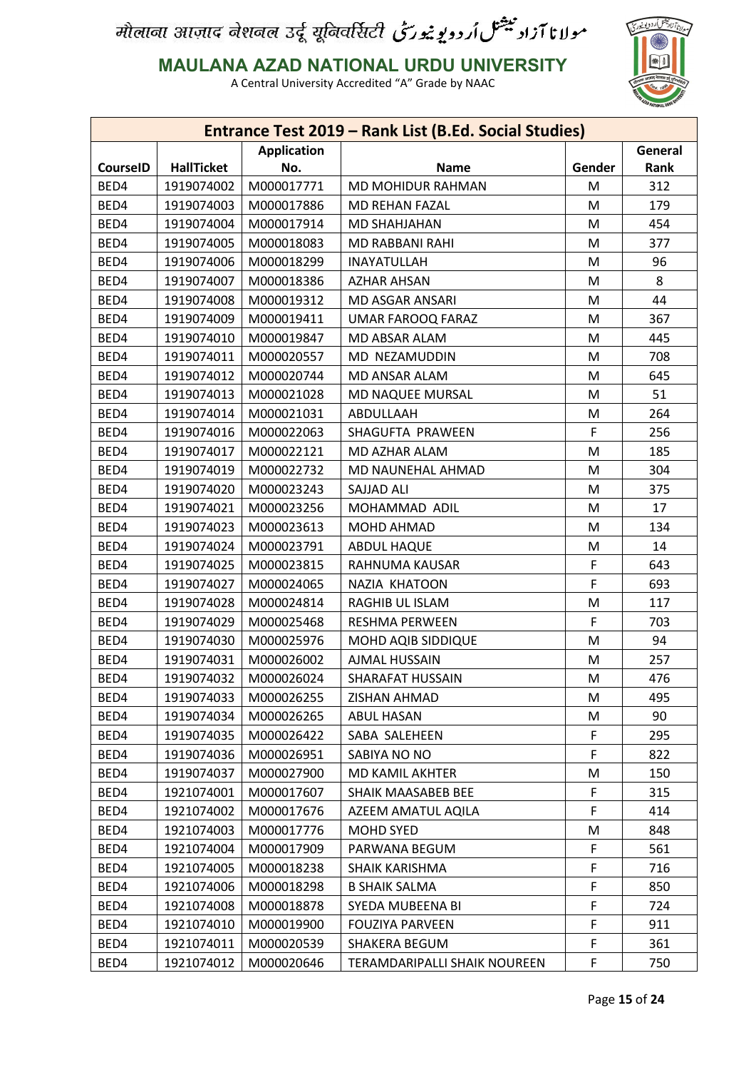मौलाना आज़ाद नेशनल उर्दू यूनिवर्सिटी مولانا آزاد نیشنل اُردو یونیورسٹی

**MAULANA AZAD NATIONAL URDU UNIVERSITY**

A Central University Accredited "A" Grade by NAAC

| Entrance Test 2019 – Rank List (B.Ed. Social Studies) | | | | | |
|---|---|---|---|---|---|
| **CourseID** | **HallTicket** | **Application No.** | **Name** | **Gender** | **General Rank** |
| BED4 | 1919074002 | M000017771 | MD MOHIDUR RAHMAN | M | 312 |
| BED4 | 1919074003 | M000017886 | MD REHAN FAZAL | M | 179 |
| BED4 | 1919074004 | M000017914 | MD SHAHJAHAN | M | 454 |
| BED4 | 1919074005 | M000018083 | MD RABBANI RAHI | M | 377 |
| BED4 | 1919074006 | M000018299 | INAYATULLAH | M | 96 |
| BED4 | 1919074007 | M000018386 | AZHAR AHSAN | M | 8 |
| BED4 | 1919074008 | M000019312 | MD ASGAR ANSARI | M | 44 |
| BED4 | 1919074009 | M000019411 | UMAR FAROOQ FARAZ | M | 367 |
| BED4 | 1919074010 | M000019847 | MD ABSAR ALAM | M | 445 |
| BED4 | 1919074011 | M000020557 | MD NEZAMUDDIN | M | 708 |
| BED4 | 1919074012 | M000020744 | MD ANSAR ALAM | M | 645 |
| BED4 | 1919074013 | M000021028 | MD NAQUEE MURSAL | M | 51 |
| BED4 | 1919074014 | M000021031 | ABDULLAAH | M | 264 |
| BED4 | 1919074016 | M000022063 | SHAGUFTA PRAWEEN | F | 256 |
| BED4 | 1919074017 | M000022121 | MD AZHAR ALAM | M | 185 |
| BED4 | 1919074019 | M000022732 | MD NAUNEHAL AHMAD | M | 304 |
| BED4 | 1919074020 | M000023243 | SAJJAD ALI | M | 375 |
| BED4 | 1919074021 | M000023256 | MOHAMMAD ADIL | M | 17 |
| BED4 | 1919074023 | M000023613 | MOHD AHMAD | M | 134 |
| BED4 | 1919074024 | M000023791 | ABDUL HAQUE | M | 14 |
| BED4 | 1919074025 | M000023815 | RAHNUMA KAUSAR | F | 643 |
| BED4 | 1919074027 | M000024065 | NAZIA KHATOON | F | 693 |
| BED4 | 1919074028 | M000024814 | RAGHIB UL ISLAM | M | 117 |
| BED4 | 1919074029 | M000025468 | RESHMA PERWEEN | F | 703 |
| BED4 | 1919074030 | M000025976 | MOHD AQIB SIDDIQUE | M | 94 |
| BED4 | 1919074031 | M000026002 | AJMAL HUSSAIN | M | 257 |
| BED4 | 1919074032 | M000026024 | SHARAFAT HUSSAIN | M | 476 |
| BED4 | 1919074033 | M000026255 | ZISHAN AHMAD | M | 495 |
| BED4 | 1919074034 | M000026265 | ABUL HASAN | M | 90 |
| BED4 | 1919074035 | M000026422 | SABA SALEHEEN | F | 295 |
| BED4 | 1919074036 | M000026951 | SABIYA NO NO | F | 822 |
| BED4 | 1919074037 | M000027900 | MD KAMIL AKHTER | M | 150 |
| BED4 | 1921074001 | M000017607 | SHAIK MAASABEB BEE | F | 315 |
| BED4 | 1921074002 | M000017676 | AZEEM AMATUL AQILA | F | 414 |
| BED4 | 1921074003 | M000017776 | MOHD SYED | M | 848 |
| BED4 | 1921074004 | M000017909 | PARWANA BEGUM | F | 561 |
| BED4 | 1921074005 | M000018238 | SHAIK KARISHMA | F | 716 |
| BED4 | 1921074006 | M000018298 | B SHAIK SALMA | F | 850 |
| BED4 | 1921074008 | M000018878 | SYEDA MUBEENA BI | F | 724 |
| BED4 | 1921074010 | M000019900 | FOUZIYA PARVEEN | F | 911 |
| BED4 | 1921074011 | M000020539 | SHAKERA BEGUM | F | 361 |
| BED4 | 1921074012 | M000020646 | TERAMDARIPALLI SHAIK NOUREEN | F | 750 |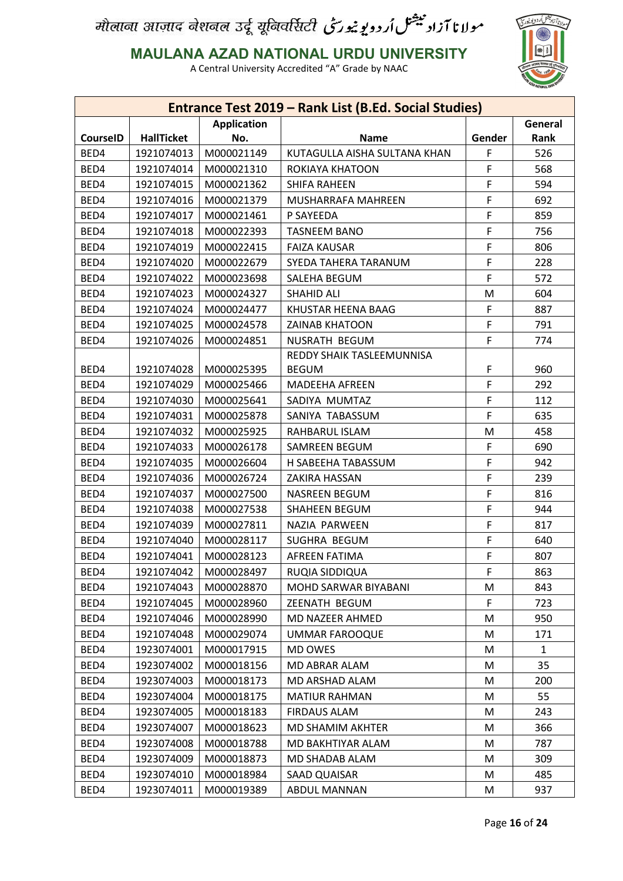मौलाना आज़ाद नेशनल उर्दू यूनिवर्सिटी مولانا آزاد نیشنل اُردو یونیورسٹی

**MAULANA AZAD NATIONAL URDU UNIVERSITY**

A Central University Accredited "A" Grade by NAAC

| Entrance Test 2019 – Rank List (B.Ed. Social Studies) | | | | | |
|---|---|---|---|---|---|
| **CourseID** | **HallTicket** | **Application No.** | **Name** | **Gender** | **General Rank** |
| BED4 | 1921074013 | M000021149 | KUTAGULLA AISHA SULTANA KHAN | F | 526 |
| BED4 | 1921074014 | M000021310 | ROKIAYA KHATOON | F | 568 |
| BED4 | 1921074015 | M000021362 | SHIFA RAHEEN | F | 594 |
| BED4 | 1921074016 | M000021379 | MUSHARRAFA MAHREEN | F | 692 |
| BED4 | 1921074017 | M000021461 | P SAYEEDA | F | 859 |
| BED4 | 1921074018 | M000022393 | TASNEEM BANO | F | 756 |
| BED4 | 1921074019 | M000022415 | FAIZA KAUSAR | F | 806 |
| BED4 | 1921074020 | M000022679 | SYEDA TAHERA TARANUM | F | 228 |
| BED4 | 1921074022 | M000023698 | SALEHA BEGUM | F | 572 |
| BED4 | 1921074023 | M000024327 | SHAHID ALI | M | 604 |
| BED4 | 1921074024 | M000024477 | KHUSTAR HEENA BAAG | F | 887 |
| BED4 | 1921074025 | M000024578 | ZAINAB KHATOON | F | 791 |
| BED4 | 1921074026 | M000024851 | NUSRATH BEGUM | F | 774 |
| BED4 | 1921074028 | M000025395 | REDDY SHAIK TASLEEMUNNISA BEGUM | F | 960 |
| BED4 | 1921074029 | M000025466 | MADEEHA AFREEN | F | 292 |
| BED4 | 1921074030 | M000025641 | SADIYA MUMTAZ | F | 112 |
| BED4 | 1921074031 | M000025878 | SANIYA TABASSUM | F | 635 |
| BED4 | 1921074032 | M000025925 | RAHBARUL ISLAM | M | 458 |
| BED4 | 1921074033 | M000026178 | SAMREEN BEGUM | F | 690 |
| BED4 | 1921074035 | M000026604 | H SABEEHA TABASSUM | F | 942 |
| BED4 | 1921074036 | M000026724 | ZAKIRA HASSAN | F | 239 |
| BED4 | 1921074037 | M000027500 | NASREEN BEGUM | F | 816 |
| BED4 | 1921074038 | M000027538 | SHAHEEN BEGUM | F | 944 |
| BED4 | 1921074039 | M000027811 | NAZIA PARWEEN | F | 817 |
| BED4 | 1921074040 | M000028117 | SUGHRA BEGUM | F | 640 |
| BED4 | 1921074041 | M000028123 | AFREEN FATIMA | F | 807 |
| BED4 | 1921074042 | M000028497 | RUQIA SIDDIQUA | F | 863 |
| BED4 | 1921074043 | M000028870 | MOHD SARWAR BIYABANI | M | 843 |
| BED4 | 1921074045 | M000028960 | ZEENATH BEGUM | F | 723 |
| BED4 | 1921074046 | M000028990 | MD NAZEER AHMED | M | 950 |
| BED4 | 1921074048 | M000029074 | UMMAR FAROOQUE | M | 171 |
| BED4 | 1923074001 | M000017915 | MD OWES | M | 1 |
| BED4 | 1923074002 | M000018156 | MD ABRAR ALAM | M | 35 |
| BED4 | 1923074003 | M000018173 | MD ARSHAD ALAM | M | 200 |
| BED4 | 1923074004 | M000018175 | MATIUR RAHMAN | M | 55 |
| BED4 | 1923074005 | M000018183 | FIRDAUS ALAM | M | 243 |
| BED4 | 1923074007 | M000018623 | MD SHAMIM AKHTER | M | 366 |
| BED4 | 1923074008 | M000018788 | MD BAKHTIYAR ALAM | M | 787 |
| BED4 | 1923074009 | M000018873 | MD SHADAB ALAM | M | 309 |
| BED4 | 1923074010 | M000018984 | SAAD QUAISAR | M | 485 |
| BED4 | 1923074011 | M000019389 | ABDUL MANNAN | M | 937 |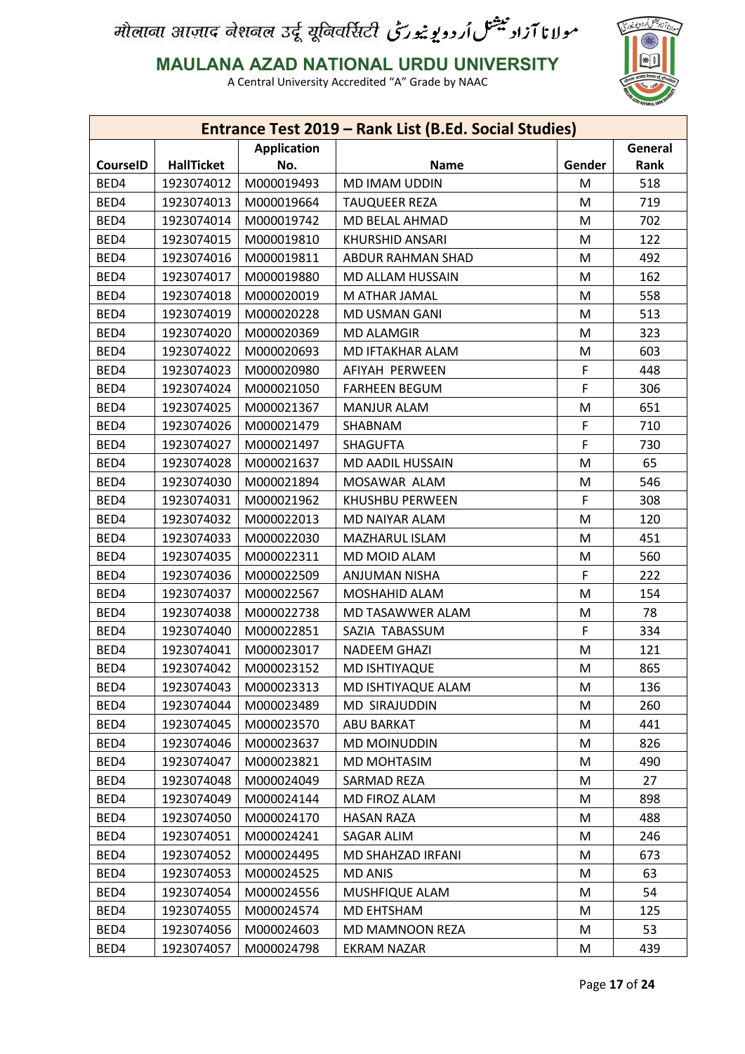मौलाना आज़ाद नेशनल उर्दू यूनिवर्सिटी مولانا آزاد نیشنل اُردو یونیورسٹی

# MAULANA AZAD NATIONAL URDU UNIVERSITY

A Central University Accredited "A" Grade by NAAC

| Entrance Test 2019 – Rank List (B.Ed. Social Studies) | | | | | |
|---|---|---|---|---|---|
| CourseID | HallTicket | Application No. | Name | Gender | General Rank |
| BED4 | 1923074012 | M000019493 | MD IMAM UDDIN | M | 518 |
| BED4 | 1923074013 | M000019664 | TAUQUEER REZA | M | 719 |
| BED4 | 1923074014 | M000019742 | MD BELAL AHMAD | M | 702 |
| BED4 | 1923074015 | M000019810 | KHURSHID ANSARI | M | 122 |
| BED4 | 1923074016 | M000019811 | ABDUR RAHMAN SHAD | M | 492 |
| BED4 | 1923074017 | M000019880 | MD ALLAM HUSSAIN | M | 162 |
| BED4 | 1923074018 | M000020019 | M ATHAR JAMAL | M | 558 |
| BED4 | 1923074019 | M000020228 | MD USMAN GANI | M | 513 |
| BED4 | 1923074020 | M000020369 | MD ALAMGIR | M | 323 |
| BED4 | 1923074022 | M000020693 | MD IFTAKHAR ALAM | M | 603 |
| BED4 | 1923074023 | M000020980 | AFIYAH PERWEEN | F | 448 |
| BED4 | 1923074024 | M000021050 | FARHEEN BEGUM | F | 306 |
| BED4 | 1923074025 | M000021367 | MANJUR ALAM | M | 651 |
| BED4 | 1923074026 | M000021479 | SHABNAM | F | 710 |
| BED4 | 1923074027 | M000021497 | SHAGUFTA | F | 730 |
| BED4 | 1923074028 | M000021637 | MD AADIL HUSSAIN | M | 65 |
| BED4 | 1923074030 | M000021894 | MOSAWAR ALAM | M | 546 |
| BED4 | 1923074031 | M000021962 | KHUSHBU PERWEEN | F | 308 |
| BED4 | 1923074032 | M000022013 | MD NAIYAR ALAM | M | 120 |
| BED4 | 1923074033 | M000022030 | MAZHARUL ISLAM | M | 451 |
| BED4 | 1923074035 | M000022311 | MD MOID ALAM | M | 560 |
| BED4 | 1923074036 | M000022509 | ANJUMAN NISHA | F | 222 |
| BED4 | 1923074037 | M000022567 | MOSHAHID ALAM | M | 154 |
| BED4 | 1923074038 | M000022738 | MD TASAWWER ALAM | M | 78 |
| BED4 | 1923074040 | M000022851 | SAZIA TABASSUM | F | 334 |
| BED4 | 1923074041 | M000023017 | NADEEM GHAZI | M | 121 |
| BED4 | 1923074042 | M000023152 | MD ISHTIYAQUE | M | 865 |
| BED4 | 1923074043 | M000023313 | MD ISHTIYAQUE ALAM | M | 136 |
| BED4 | 1923074044 | M000023489 | MD SIRAJUDDIN | M | 260 |
| BED4 | 1923074045 | M000023570 | ABU BARKAT | M | 441 |
| BED4 | 1923074046 | M000023637 | MD MOINUDDIN | M | 826 |
| BED4 | 1923074047 | M000023821 | MD MOHTASIM | M | 490 |
| BED4 | 1923074048 | M000024049 | SARMAD REZA | M | 27 |
| BED4 | 1923074049 | M000024144 | MD FIROZ ALAM | M | 898 |
| BED4 | 1923074050 | M000024170 | HASAN RAZA | M | 488 |
| BED4 | 1923074051 | M000024241 | SAGAR ALIM | M | 246 |
| BED4 | 1923074052 | M000024495 | MD SHAHZAD IRFANI | M | 673 |
| BED4 | 1923074053 | M000024525 | MD ANIS | M | 63 |
| BED4 | 1923074054 | M000024556 | MUSHFIQUE ALAM | M | 54 |
| BED4 | 1923074055 | M000024574 | MD EHTSHAM | M | 125 |
| BED4 | 1923074056 | M000024603 | MD MAMNOON REZA | M | 53 |
| BED4 | 1923074057 | M000024798 | EKRAM NAZAR | M | 439 |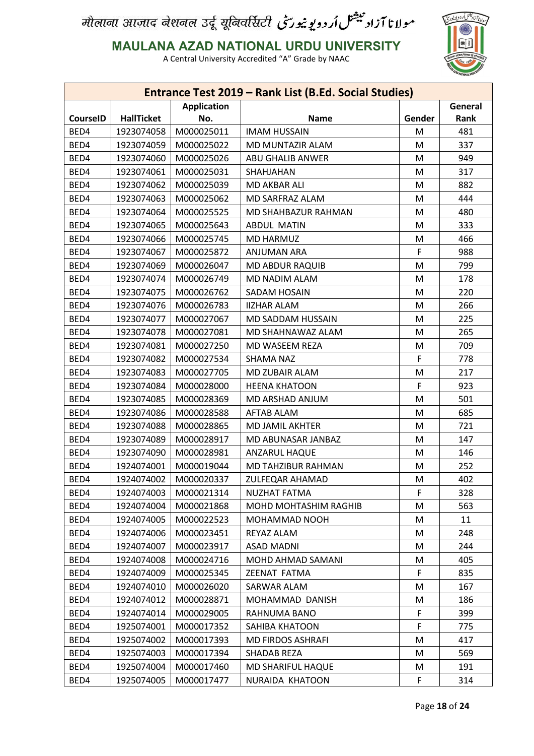मौलाना आज़ाद नेशनल उर्दू यूनिवर्सिटी مولانا آزاد نیشنل اُردو یونیورسٹی

**MAULANA AZAD NATIONAL URDU UNIVERSITY**

A Central University Accredited "A" Grade by NAAC

| Entrance Test 2019 – Rank List (B.Ed. Social Studies) | | | | | |
|---|---|---|---|---|---|
| **CourseID** | **HallTicket** | **Application No.** | **Name** | **Gender** | **General Rank** |
| BED4 | 1923074058 | M000025011 | IMAM HUSSAIN | M | 481 |
| BED4 | 1923074059 | M000025022 | MD MUNTAZIR ALAM | M | 337 |
| BED4 | 1923074060 | M000025026 | ABU GHALIB ANWER | M | 949 |
| BED4 | 1923074061 | M000025031 | SHAHJAHAN | M | 317 |
| BED4 | 1923074062 | M000025039 | MD AKBAR ALI | M | 882 |
| BED4 | 1923074063 | M000025062 | MD SARFRAZ ALAM | M | 444 |
| BED4 | 1923074064 | M000025525 | MD SHAHBAZUR RAHMAN | M | 480 |
| BED4 | 1923074065 | M000025643 | ABDUL MATIN | M | 333 |
| BED4 | 1923074066 | M000025745 | MD HARMUZ | M | 466 |
| BED4 | 1923074067 | M000025872 | ANJUMAN ARA | F | 988 |
| BED4 | 1923074069 | M000026047 | MD ABDUR RAQUIB | M | 799 |
| BED4 | 1923074074 | M000026749 | MD NADIM ALAM | M | 178 |
| BED4 | 1923074075 | M000026762 | SADAM HOSAIN | M | 220 |
| BED4 | 1923074076 | M000026783 | IIZHAR ALAM | M | 266 |
| BED4 | 1923074077 | M000027067 | MD SADDAM HUSSAIN | M | 225 |
| BED4 | 1923074078 | M000027081 | MD SHAHNAWAZ ALAM | M | 265 |
| BED4 | 1923074081 | M000027250 | MD WASEEM REZA | M | 709 |
| BED4 | 1923074082 | M000027534 | SHAMA NAZ | F | 778 |
| BED4 | 1923074083 | M000027705 | MD ZUBAIR ALAM | M | 217 |
| BED4 | 1923074084 | M000028000 | HEENA KHATOON | F | 923 |
| BED4 | 1923074085 | M000028369 | MD ARSHAD ANJUM | M | 501 |
| BED4 | 1923074086 | M000028588 | AFTAB ALAM | M | 685 |
| BED4 | 1923074088 | M000028865 | MD JAMIL AKHTER | M | 721 |
| BED4 | 1923074089 | M000028917 | MD ABUNASAR JANBAZ | M | 147 |
| BED4 | 1923074090 | M000028981 | ANZARUL HAQUE | M | 146 |
| BED4 | 1924074001 | M000019044 | MD TAHZIBUR RAHMAN | M | 252 |
| BED4 | 1924074002 | M000020337 | ZULFEQAR AHAMAD | M | 402 |
| BED4 | 1924074003 | M000021314 | NUZHAT FATMA | F | 328 |
| BED4 | 1924074004 | M000021868 | MOHD MOHTASHIM RAGHIB | M | 563 |
| BED4 | 1924074005 | M000022523 | MOHAMMAD NOOH | M | 11 |
| BED4 | 1924074006 | M000023451 | REYAZ ALAM | M | 248 |
| BED4 | 1924074007 | M000023917 | ASAD MADNI | M | 244 |
| BED4 | 1924074008 | M000024716 | MOHD AHMAD SAMANI | M | 405 |
| BED4 | 1924074009 | M000025345 | ZEENAT FATMA | F | 835 |
| BED4 | 1924074010 | M000026020 | SARWAR ALAM | M | 167 |
| BED4 | 1924074012 | M000028871 | MOHAMMAD DANISH | M | 186 |
| BED4 | 1924074014 | M000029005 | RAHNUMA BANO | F | 399 |
| BED4 | 1925074001 | M000017352 | SAHIBA KHATOON | F | 775 |
| BED4 | 1925074002 | M000017393 | MD FIRDOS ASHRAFI | M | 417 |
| BED4 | 1925074003 | M000017394 | SHADAB REZA | M | 569 |
| BED4 | 1925074004 | M000017460 | MD SHARIFUL HAQUE | M | 191 |
| BED4 | 1925074005 | M000017477 | NURAIDA KHATOON | F | 314 |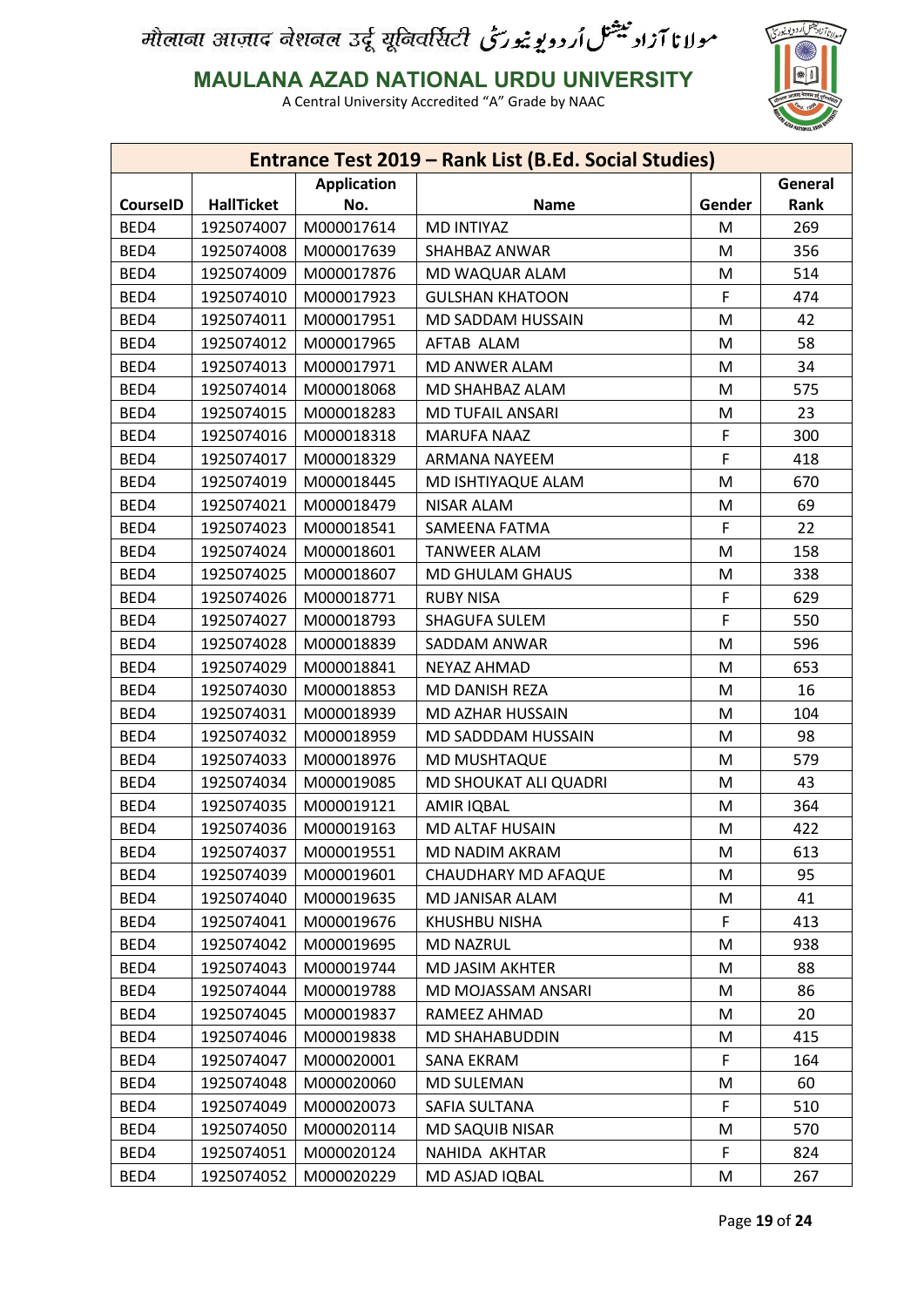मौलाना आज़ाद नेशनल उर्दू यूनिवर्सिटी مولانا آزاد نیشنل اُردو یونیورسٹی

**MAULANA AZAD NATIONAL URDU UNIVERSITY**

A Central University Accredited "A" Grade by NAAC

| Entrance Test 2019 – Rank List (B.Ed. Social Studies) | | | | | |
|---|---|---|---|---|---|
| **CourseID** | **HallTicket** | **Application No.** | **Name** | **Gender** | **General Rank** |
| BED4 | 1925074007 | M000017614 | MD INTIYAZ | M | 269 |
| BED4 | 1925074008 | M000017639 | SHAHBAZ ANWAR | M | 356 |
| BED4 | 1925074009 | M000017876 | MD WAQUAR ALAM | M | 514 |
| BED4 | 1925074010 | M000017923 | GULSHAN KHATOON | F | 474 |
| BED4 | 1925074011 | M000017951 | MD SADDAM HUSSAIN | M | 42 |
| BED4 | 1925074012 | M000017965 | AFTAB ALAM | M | 58 |
| BED4 | 1925074013 | M000017971 | MD ANWER ALAM | M | 34 |
| BED4 | 1925074014 | M000018068 | MD SHAHBAZ ALAM | M | 575 |
| BED4 | 1925074015 | M000018283 | MD TUFAIL ANSARI | M | 23 |
| BED4 | 1925074016 | M000018318 | MARUFA NAAZ | F | 300 |
| BED4 | 1925074017 | M000018329 | ARMANA NAYEEM | F | 418 |
| BED4 | 1925074019 | M000018445 | MD ISHTIYAQUE ALAM | M | 670 |
| BED4 | 1925074021 | M000018479 | NISAR ALAM | M | 69 |
| BED4 | 1925074023 | M000018541 | SAMEENA FATMA | F | 22 |
| BED4 | 1925074024 | M000018601 | TANWEER ALAM | M | 158 |
| BED4 | 1925074025 | M000018607 | MD GHULAM GHAUS | M | 338 |
| BED4 | 1925074026 | M000018771 | RUBY NISA | F | 629 |
| BED4 | 1925074027 | M000018793 | SHAGUFA SULEM | F | 550 |
| BED4 | 1925074028 | M000018839 | SADDAM ANWAR | M | 596 |
| BED4 | 1925074029 | M000018841 | NEYAZ AHMAD | M | 653 |
| BED4 | 1925074030 | M000018853 | MD DANISH REZA | M | 16 |
| BED4 | 1925074031 | M000018939 | MD AZHAR HUSSAIN | M | 104 |
| BED4 | 1925074032 | M000018959 | MD SADDDAM HUSSAIN | M | 98 |
| BED4 | 1925074033 | M000018976 | MD MUSHTAQUE | M | 579 |
| BED4 | 1925074034 | M000019085 | MD SHOUKAT ALI QUADRI | M | 43 |
| BED4 | 1925074035 | M000019121 | AMIR IQBAL | M | 364 |
| BED4 | 1925074036 | M000019163 | MD ALTAF HUSAIN | M | 422 |
| BED4 | 1925074037 | M000019551 | MD NADIM AKRAM | M | 613 |
| BED4 | 1925074039 | M000019601 | CHAUDHARY MD AFAQUE | M | 95 |
| BED4 | 1925074040 | M000019635 | MD JANISAR ALAM | M | 41 |
| BED4 | 1925074041 | M000019676 | KHUSHBU NISHA | F | 413 |
| BED4 | 1925074042 | M000019695 | MD NAZRUL | M | 938 |
| BED4 | 1925074043 | M000019744 | MD JASIM AKHTER | M | 88 |
| BED4 | 1925074044 | M000019788 | MD MOJASSAM ANSARI | M | 86 |
| BED4 | 1925074045 | M000019837 | RAMEEZ AHMAD | M | 20 |
| BED4 | 1925074046 | M000019838 | MD SHAHABUDDIN | M | 415 |
| BED4 | 1925074047 | M000020001 | SANA EKRAM | F | 164 |
| BED4 | 1925074048 | M000020060 | MD SULEMAN | M | 60 |
| BED4 | 1925074049 | M000020073 | SAFIA SULTANA | F | 510 |
| BED4 | 1925074050 | M000020114 | MD SAQUIB NISAR | M | 570 |
| BED4 | 1925074051 | M000020124 | NAHIDA AKHTAR | F | 824 |
| BED4 | 1925074052 | M000020229 | MD ASJAD IQBAL | M | 267 |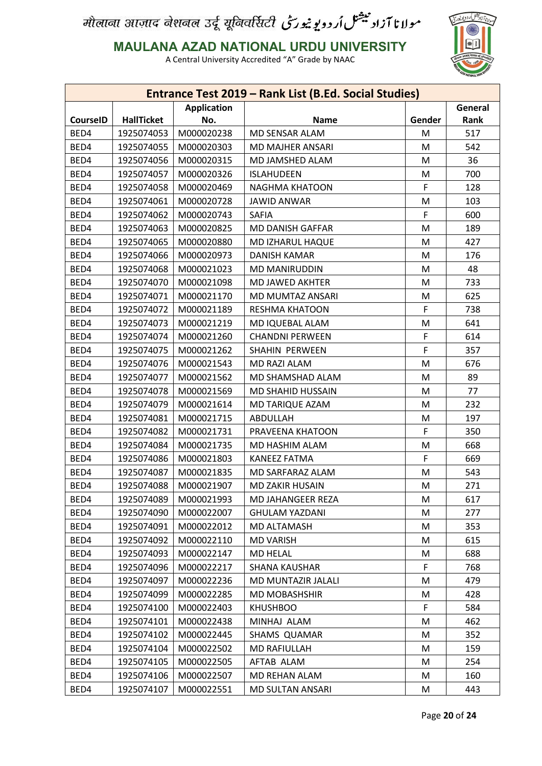मौलाना आज़ाद नेशनल उर्दू यूनिवर्सिटी مولانا آزاد نیشنل اُردو یونیورسٹی

**MAULANA AZAD NATIONAL URDU UNIVERSITY**

A Central University Accredited "A" Grade by NAAC

| Entrance Test 2019 – Rank List (B.Ed. Social Studies) | | | | | |
|---|---|---|---|---|---|
| CourseID | HallTicket | Application No. | Name | Gender | General Rank |
| BED4 | 1925074053 | M000020238 | MD SENSAR ALAM | M | 517 |
| BED4 | 1925074055 | M000020303 | MD MAJHER ANSARI | M | 542 |
| BED4 | 1925074056 | M000020315 | MD JAMSHED ALAM | M | 36 |
| BED4 | 1925074057 | M000020326 | ISLAHUDEEN | M | 700 |
| BED4 | 1925074058 | M000020469 | NAGHMA KHATOON | F | 128 |
| BED4 | 1925074061 | M000020728 | JAWID ANWAR | M | 103 |
| BED4 | 1925074062 | M000020743 | SAFIA | F | 600 |
| BED4 | 1925074063 | M000020825 | MD DANISH GAFFAR | M | 189 |
| BED4 | 1925074065 | M000020880 | MD IZHARUL HAQUE | M | 427 |
| BED4 | 1925074066 | M000020973 | DANISH KAMAR | M | 176 |
| BED4 | 1925074068 | M000021023 | MD MANIRUDDIN | M | 48 |
| BED4 | 1925074070 | M000021098 | MD JAWED AKHTER | M | 733 |
| BED4 | 1925074071 | M000021170 | MD MUMTAZ ANSARI | M | 625 |
| BED4 | 1925074072 | M000021189 | RESHMA KHATOON | F | 738 |
| BED4 | 1925074073 | M000021219 | MD IQUEBAL ALAM | M | 641 |
| BED4 | 1925074074 | M000021260 | CHANDNI PERWEEN | F | 614 |
| BED4 | 1925074075 | M000021262 | SHAHIN PERWEEN | F | 357 |
| BED4 | 1925074076 | M000021543 | MD RAZI ALAM | M | 676 |
| BED4 | 1925074077 | M000021562 | MD SHAMSHAD ALAM | M | 89 |
| BED4 | 1925074078 | M000021569 | MD SHAHID HUSSAIN | M | 77 |
| BED4 | 1925074079 | M000021614 | MD TARIQUE AZAM | M | 232 |
| BED4 | 1925074081 | M000021715 | ABDULLAH | M | 197 |
| BED4 | 1925074082 | M000021731 | PRAVEENA KHATOON | F | 350 |
| BED4 | 1925074084 | M000021735 | MD HASHIM ALAM | M | 668 |
| BED4 | 1925074086 | M000021803 | KANEEZ FATMA | F | 669 |
| BED4 | 1925074087 | M000021835 | MD SARFARAZ ALAM | M | 543 |
| BED4 | 1925074088 | M000021907 | MD ZAKIR HUSAIN | M | 271 |
| BED4 | 1925074089 | M000021993 | MD JAHANGEER REZA | M | 617 |
| BED4 | 1925074090 | M000022007 | GHULAM YAZDANI | M | 277 |
| BED4 | 1925074091 | M000022012 | MD ALTAMASH | M | 353 |
| BED4 | 1925074092 | M000022110 | MD VARISH | M | 615 |
| BED4 | 1925074093 | M000022147 | MD HELAL | M | 688 |
| BED4 | 1925074096 | M000022217 | SHANA KAUSHAR | F | 768 |
| BED4 | 1925074097 | M000022236 | MD MUNTAZIR JALALI | M | 479 |
| BED4 | 1925074099 | M000022285 | MD MOBASHSHIR | M | 428 |
| BED4 | 1925074100 | M000022403 | KHUSHBOO | F | 584 |
| BED4 | 1925074101 | M000022438 | MINHAJ ALAM | M | 462 |
| BED4 | 1925074102 | M000022445 | SHAMS QUAMAR | M | 352 |
| BED4 | 1925074104 | M000022502 | MD RAFIULLAH | M | 159 |
| BED4 | 1925074105 | M000022505 | AFTAB ALAM | M | 254 |
| BED4 | 1925074106 | M000022507 | MD REHAN ALAM | M | 160 |
| BED4 | 1925074107 | M000022551 | MD SULTAN ANSARI | M | 443 |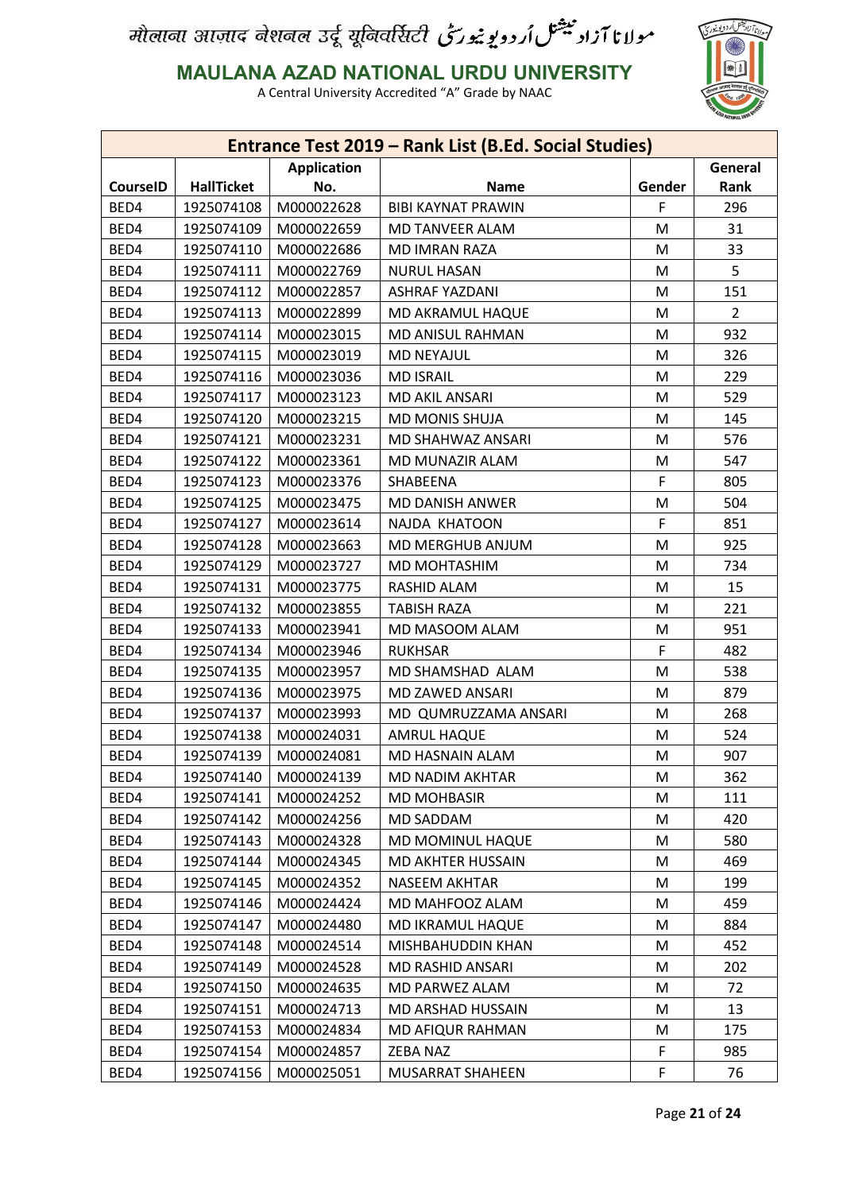# मौलाना आज़ाद नेशनल उर्दू यूनिवर्सिटी مولانا آزاد نیشنل اردو یونیورسٹی

## MAULANA AZAD NATIONAL URDU UNIVERSITY

A Central University Accredited "A" Grade by NAAC

| Entrance Test 2019 – Rank List (B.Ed. Social Studies) | | | | | |
|---|---|---|---|---|---|
| CourseID | HallTicket | Application No. | Name | Gender | General Rank |
| BED4 | 1925074108 | M000022628 | BIBI KAYNAT PRAWIN | F | 296 |
| BED4 | 1925074109 | M000022659 | MD TANVEER ALAM | M | 31 |
| BED4 | 1925074110 | M000022686 | MD IMRAN RAZA | M | 33 |
| BED4 | 1925074111 | M000022769 | NURUL HASAN | M | 5 |
| BED4 | 1925074112 | M000022857 | ASHRAF YAZDANI | M | 151 |
| BED4 | 1925074113 | M000022899 | MD AKRAMUL HAQUE | M | 2 |
| BED4 | 1925074114 | M000023015 | MD ANISUL RAHMAN | M | 932 |
| BED4 | 1925074115 | M000023019 | MD NEYAJUL | M | 326 |
| BED4 | 1925074116 | M000023036 | MD ISRAIL | M | 229 |
| BED4 | 1925074117 | M000023123 | MD AKIL ANSARI | M | 529 |
| BED4 | 1925074120 | M000023215 | MD MONIS SHUJA | M | 145 |
| BED4 | 1925074121 | M000023231 | MD SHAHWAZ ANSARI | M | 576 |
| BED4 | 1925074122 | M000023361 | MD MUNAZIR ALAM | M | 547 |
| BED4 | 1925074123 | M000023376 | SHABEENA | F | 805 |
| BED4 | 1925074125 | M000023475 | MD DANISH ANWER | M | 504 |
| BED4 | 1925074127 | M000023614 | NAJDA KHATOON | F | 851 |
| BED4 | 1925074128 | M000023663 | MD MERGHUB ANJUM | M | 925 |
| BED4 | 1925074129 | M000023727 | MD MOHTASHIM | M | 734 |
| BED4 | 1925074131 | M000023775 | RASHID ALAM | M | 15 |
| BED4 | 1925074132 | M000023855 | TABISH RAZA | M | 221 |
| BED4 | 1925074133 | M000023941 | MD MASOOM ALAM | M | 951 |
| BED4 | 1925074134 | M000023946 | RUKHSAR | F | 482 |
| BED4 | 1925074135 | M000023957 | MD SHAMSHAD ALAM | M | 538 |
| BED4 | 1925074136 | M000023975 | MD ZAWED ANSARI | M | 879 |
| BED4 | 1925074137 | M000023993 | MD QUMRUZZAMA ANSARI | M | 268 |
| BED4 | 1925074138 | M000024031 | AMRUL HAQUE | M | 524 |
| BED4 | 1925074139 | M000024081 | MD HASNAIN ALAM | M | 907 |
| BED4 | 1925074140 | M000024139 | MD NADIM AKHTAR | M | 362 |
| BED4 | 1925074141 | M000024252 | MD MOHBASIR | M | 111 |
| BED4 | 1925074142 | M000024256 | MD SADDAM | M | 420 |
| BED4 | 1925074143 | M000024328 | MD MOMINUL HAQUE | M | 580 |
| BED4 | 1925074144 | M000024345 | MD AKHTER HUSSAIN | M | 469 |
| BED4 | 1925074145 | M000024352 | NASEEM AKHTAR | M | 199 |
| BED4 | 1925074146 | M000024424 | MD MAHFOOZ ALAM | M | 459 |
| BED4 | 1925074147 | M000024480 | MD IKRAMUL HAQUE | M | 884 |
| BED4 | 1925074148 | M000024514 | MISHBAHUDDIN KHAN | M | 452 |
| BED4 | 1925074149 | M000024528 | MD RASHID ANSARI | M | 202 |
| BED4 | 1925074150 | M000024635 | MD PARWEZ ALAM | M | 72 |
| BED4 | 1925074151 | M000024713 | MD ARSHAD HUSSAIN | M | 13 |
| BED4 | 1925074153 | M000024834 | MD AFIQUR RAHMAN | M | 175 |
| BED4 | 1925074154 | M000024857 | ZEBA NAZ | F | 985 |
| BED4 | 1925074156 | M000025051 | MUSARRAT SHAHEEN | F | 76 |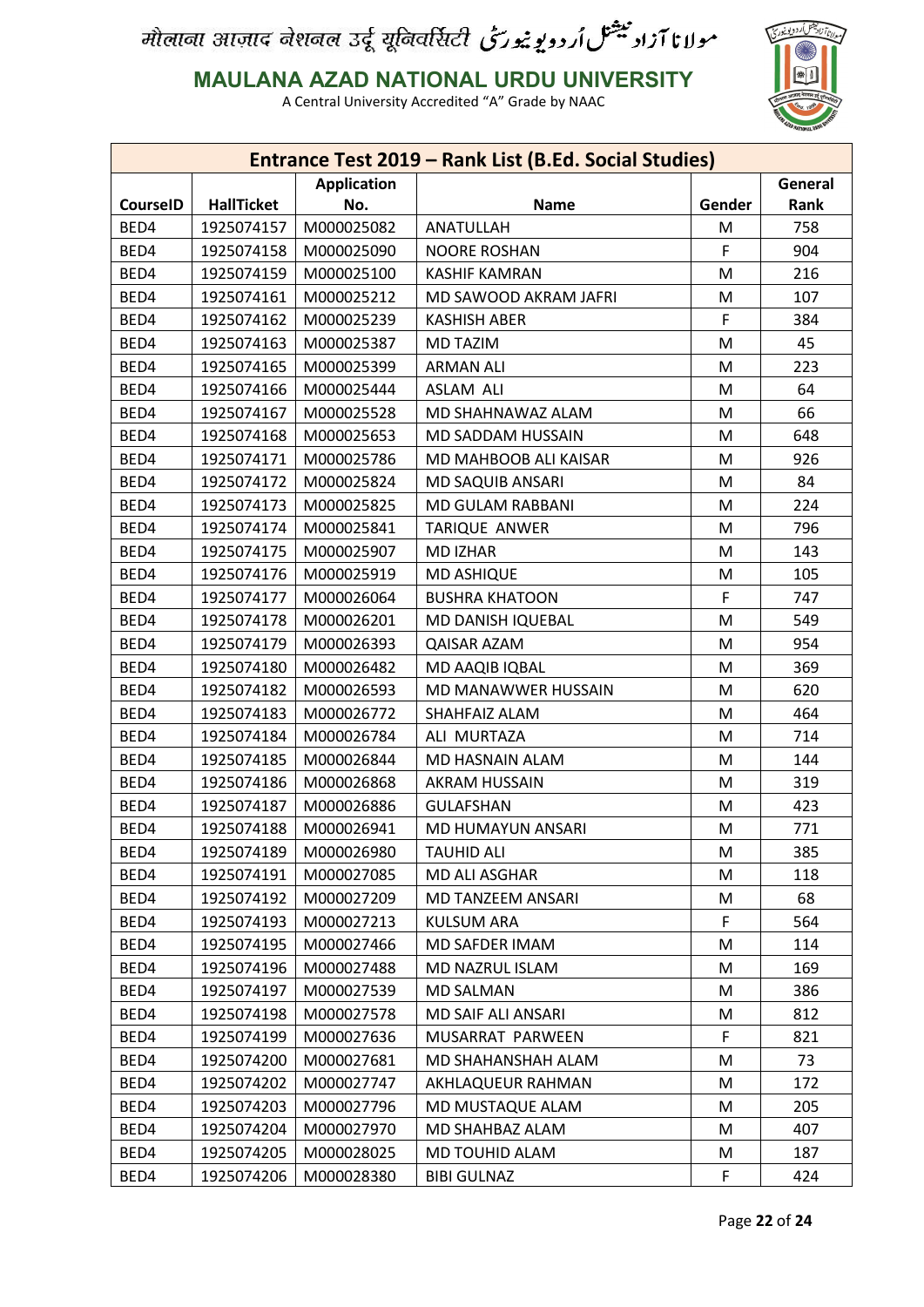मौलाना आज़ाद नेशनल उर्दू यूनिवर्सिटी مولانا آزاد نیشنل اُردو یونیورسٹی

**MAULANA AZAD NATIONAL URDU UNIVERSITY**

A Central University Accredited "A" Grade by NAAC

| Entrance Test 2019 – Rank List (B.Ed. Social Studies) | | | | | |
|---|---|---|---|---|---|
| CourseID | HallTicket | Application No. | Name | Gender | General Rank |
| BED4 | 1925074157 | M000025082 | ANATULLAH | M | 758 |
| BED4 | 1925074158 | M000025090 | NOORE ROSHAN | F | 904 |
| BED4 | 1925074159 | M000025100 | KASHIF KAMRAN | M | 216 |
| BED4 | 1925074161 | M000025212 | MD SAWOOD AKRAM JAFRI | M | 107 |
| BED4 | 1925074162 | M000025239 | KASHISH ABER | F | 384 |
| BED4 | 1925074163 | M000025387 | MD TAZIM | M | 45 |
| BED4 | 1925074165 | M000025399 | ARMAN ALI | M | 223 |
| BED4 | 1925074166 | M000025444 | ASLAM ALI | M | 64 |
| BED4 | 1925074167 | M000025528 | MD SHAHNAWAZ ALAM | M | 66 |
| BED4 | 1925074168 | M000025653 | MD SADDAM HUSSAIN | M | 648 |
| BED4 | 1925074171 | M000025786 | MD MAHBOOB ALI KAISAR | M | 926 |
| BED4 | 1925074172 | M000025824 | MD SAQUIB ANSARI | M | 84 |
| BED4 | 1925074173 | M000025825 | MD GULAM RABBANI | M | 224 |
| BED4 | 1925074174 | M000025841 | TARIQUE ANWER | M | 796 |
| BED4 | 1925074175 | M000025907 | MD IZHAR | M | 143 |
| BED4 | 1925074176 | M000025919 | MD ASHIQUE | M | 105 |
| BED4 | 1925074177 | M000026064 | BUSHRA KHATOON | F | 747 |
| BED4 | 1925074178 | M000026201 | MD DANISH IQUEBAL | M | 549 |
| BED4 | 1925074179 | M000026393 | QAISAR AZAM | M | 954 |
| BED4 | 1925074180 | M000026482 | MD AAQIB IQBAL | M | 369 |
| BED4 | 1925074182 | M000026593 | MD MANAWWER HUSSAIN | M | 620 |
| BED4 | 1925074183 | M000026772 | SHAHFAIZ ALAM | M | 464 |
| BED4 | 1925074184 | M000026784 | ALI MURTAZA | M | 714 |
| BED4 | 1925074185 | M000026844 | MD HASNAIN ALAM | M | 144 |
| BED4 | 1925074186 | M000026868 | AKRAM HUSSAIN | M | 319 |
| BED4 | 1925074187 | M000026886 | GULAFSHAN | M | 423 |
| BED4 | 1925074188 | M000026941 | MD HUMAYUN ANSARI | M | 771 |
| BED4 | 1925074189 | M000026980 | TAUHID ALI | M | 385 |
| BED4 | 1925074191 | M000027085 | MD ALI ASGHAR | M | 118 |
| BED4 | 1925074192 | M000027209 | MD TANZEEM ANSARI | M | 68 |
| BED4 | 1925074193 | M000027213 | KULSUM ARA | F | 564 |
| BED4 | 1925074195 | M000027466 | MD SAFDER IMAM | M | 114 |
| BED4 | 1925074196 | M000027488 | MD NAZRUL ISLAM | M | 169 |
| BED4 | 1925074197 | M000027539 | MD SALMAN | M | 386 |
| BED4 | 1925074198 | M000027578 | MD SAIF ALI ANSARI | M | 812 |
| BED4 | 1925074199 | M000027636 | MUSARRAT PARWEEN | F | 821 |
| BED4 | 1925074200 | M000027681 | MD SHAHANSHAH ALAM | M | 73 |
| BED4 | 1925074202 | M000027747 | AKHLAQUEUR RAHMAN | M | 172 |
| BED4 | 1925074203 | M000027796 | MD MUSTAQUE ALAM | M | 205 |
| BED4 | 1925074204 | M000027970 | MD SHAHBAZ ALAM | M | 407 |
| BED4 | 1925074205 | M000028025 | MD TOUHID ALAM | M | 187 |
| BED4 | 1925074206 | M000028380 | BIBI GULNAZ | F | 424 |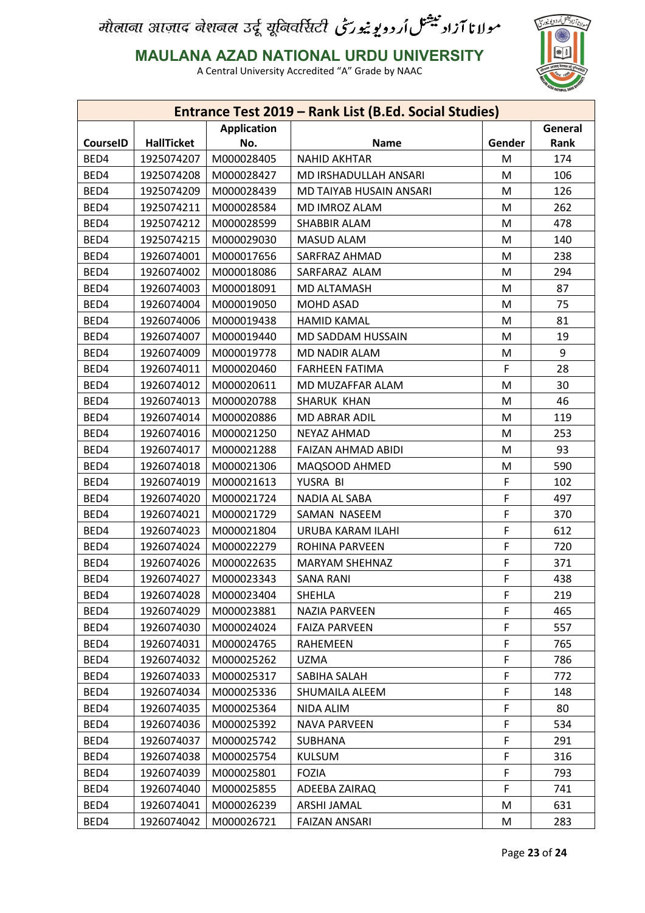मौलाना आज़ाद नेशनल उर्दू यूनिवर्सिटी مولانا آزاد نیشنل اُردو یونیورسٹی

**MAULANA AZAD NATIONAL URDU UNIVERSITY**

A Central University Accredited "A" Grade by NAAC

| Entrance Test 2019 – Rank List (B.Ed. Social Studies) | | | | | |
|---|---|---|---|---|---|
| **CourseID** | **HallTicket** | **Application No.** | **Name** | **Gender** | **General Rank** |
| BED4 | 1925074207 | M000028405 | NAHID AKHTAR | M | 174 |
| BED4 | 1925074208 | M000028427 | MD IRSHADULLAH ANSARI | M | 106 |
| BED4 | 1925074209 | M000028439 | MD TAIYAB HUSAIN ANSARI | M | 126 |
| BED4 | 1925074211 | M000028584 | MD IMROZ ALAM | M | 262 |
| BED4 | 1925074212 | M000028599 | SHABBIR ALAM | M | 478 |
| BED4 | 1925074215 | M000029030 | MASUD ALAM | M | 140 |
| BED4 | 1926074001 | M000017656 | SARFRAZ AHMAD | M | 238 |
| BED4 | 1926074002 | M000018086 | SARFARAZ ALAM | M | 294 |
| BED4 | 1926074003 | M000018091 | MD ALTAMASH | M | 87 |
| BED4 | 1926074004 | M000019050 | MOHD ASAD | M | 75 |
| BED4 | 1926074006 | M000019438 | HAMID KAMAL | M | 81 |
| BED4 | 1926074007 | M000019440 | MD SADDAM HUSSAIN | M | 19 |
| BED4 | 1926074009 | M000019778 | MD NADIR ALAM | M | 9 |
| BED4 | 1926074011 | M000020460 | FARHEEN FATIMA | F | 28 |
| BED4 | 1926074012 | M000020611 | MD MUZAFFAR ALAM | M | 30 |
| BED4 | 1926074013 | M000020788 | SHARUK KHAN | M | 46 |
| BED4 | 1926074014 | M000020886 | MD ABRAR ADIL | M | 119 |
| BED4 | 1926074016 | M000021250 | NEYAZ AHMAD | M | 253 |
| BED4 | 1926074017 | M000021288 | FAIZAN AHMAD ABIDI | M | 93 |
| BED4 | 1926074018 | M000021306 | MAQSOOD AHMED | M | 590 |
| BED4 | 1926074019 | M000021613 | YUSRA BI | F | 102 |
| BED4 | 1926074020 | M000021724 | NADIA AL SABA | F | 497 |
| BED4 | 1926074021 | M000021729 | SAMAN NASEEM | F | 370 |
| BED4 | 1926074023 | M000021804 | URUBA KARAM ILAHI | F | 612 |
| BED4 | 1926074024 | M000022279 | ROHINA PARVEEN | F | 720 |
| BED4 | 1926074026 | M000022635 | MARYAM SHEHNAZ | F | 371 |
| BED4 | 1926074027 | M000023343 | SANA RANI | F | 438 |
| BED4 | 1926074028 | M000023404 | SHEHLA | F | 219 |
| BED4 | 1926074029 | M000023881 | NAZIA PARVEEN | F | 465 |
| BED4 | 1926074030 | M000024024 | FAIZA PARVEEN | F | 557 |
| BED4 | 1926074031 | M000024765 | RAHEMEEN | F | 765 |
| BED4 | 1926074032 | M000025262 | UZMA | F | 786 |
| BED4 | 1926074033 | M000025317 | SABIHA SALAH | F | 772 |
| BED4 | 1926074034 | M000025336 | SHUMAILA ALEEM | F | 148 |
| BED4 | 1926074035 | M000025364 | NIDA ALIM | F | 80 |
| BED4 | 1926074036 | M000025392 | NAVA PARVEEN | F | 534 |
| BED4 | 1926074037 | M000025742 | SUBHANA | F | 291 |
| BED4 | 1926074038 | M000025754 | KULSUM | F | 316 |
| BED4 | 1926074039 | M000025801 | FOZIA | F | 793 |
| BED4 | 1926074040 | M000025855 | ADEEBA ZAIRAQ | F | 741 |
| BED4 | 1926074041 | M000026239 | ARSHI JAMAL | M | 631 |
| BED4 | 1926074042 | M000026721 | FAIZAN ANSARI | M | 283 |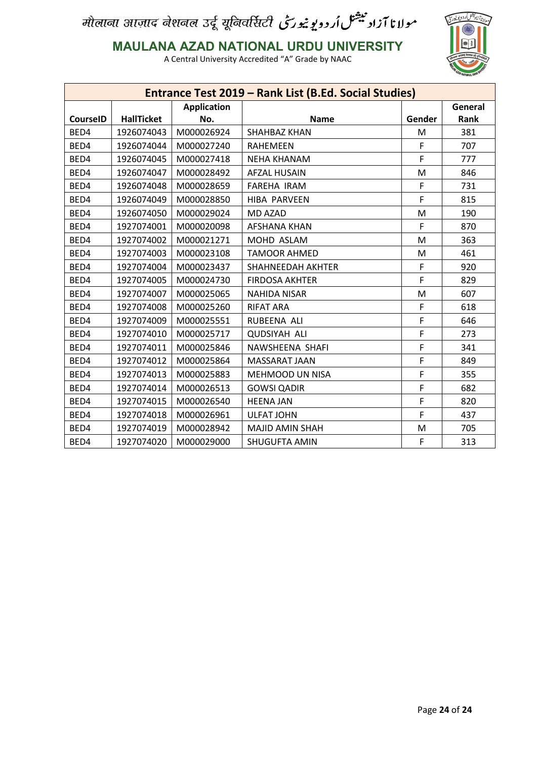मौलाना आज़ाद नेशनल उर्दू यूनिवर्सिटी مولانا آزاد نیشنل اُردو یونیورسٹی

**MAULANA AZAD NATIONAL URDU UNIVERSITY**

A Central University Accredited "A" Grade by NAAC

## Entrance Test 2019 – Rank List (B.Ed. Social Studies)

| CourseID | HallTicket | Application No. | Name | Gender | General Rank |
|---|---|---|---|---|---|
| BED4 | 1926074043 | M000026924 | SHAHBAZ KHAN | M | 381 |
| BED4 | 1926074044 | M000027240 | RAHEMEEN | F | 707 |
| BED4 | 1926074045 | M000027418 | NEHA KHANAM | F | 777 |
| BED4 | 1926074047 | M000028492 | AFZAL HUSAIN | M | 846 |
| BED4 | 1926074048 | M000028659 | FAREHA IRAM | F | 731 |
| BED4 | 1926074049 | M000028850 | HIBA PARVEEN | F | 815 |
| BED4 | 1926074050 | M000029024 | MD AZAD | M | 190 |
| BED4 | 1927074001 | M000020098 | AFSHANA KHAN | F | 870 |
| BED4 | 1927074002 | M000021271 | MOHD ASLAM | M | 363 |
| BED4 | 1927074003 | M000023108 | TAMOOR AHMED | M | 461 |
| BED4 | 1927074004 | M000023437 | SHAHNEEDAH AKHTER | F | 920 |
| BED4 | 1927074005 | M000024730 | FIRDOSA AKHTER | F | 829 |
| BED4 | 1927074007 | M000025065 | NAHIDA NISAR | M | 607 |
| BED4 | 1927074008 | M000025260 | RIFAT ARA | F | 618 |
| BED4 | 1927074009 | M000025551 | RUBEENA ALI | F | 646 |
| BED4 | 1927074010 | M000025717 | QUDSIYAH ALI | F | 273 |
| BED4 | 1927074011 | M000025846 | NAWSHEENA SHAFI | F | 341 |
| BED4 | 1927074012 | M000025864 | MASSARAT JAAN | F | 849 |
| BED4 | 1927074013 | M000025883 | MEHMOOD UN NISA | F | 355 |
| BED4 | 1927074014 | M000026513 | GOWSI QADIR | F | 682 |
| BED4 | 1927074015 | M000026540 | HEENA JAN | F | 820 |
| BED4 | 1927074018 | M000026961 | ULFAT JOHN | F | 437 |
| BED4 | 1927074019 | M000028942 | MAJID AMIN SHAH | M | 705 |
| BED4 | 1927074020 | M000029000 | SHUGUFTA AMIN | F | 313 |